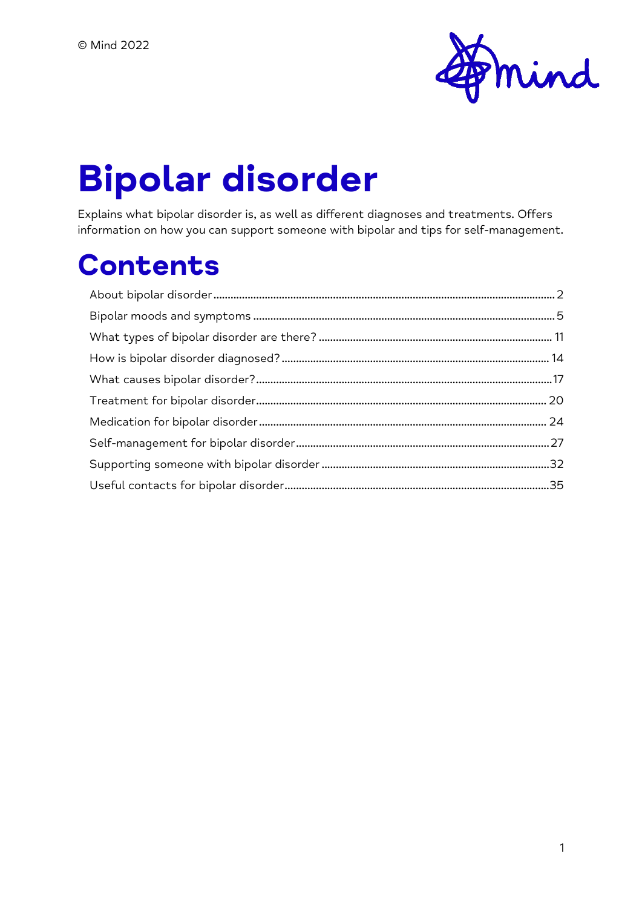© Mind 2022

# Bipolar disorder

Explains what bipolar disorder is, as well as different diagnoses and treatments. Offers information on how you can support someone with bipolar and tips for self-management.

## Contents

About bipolar disorder ..... 2
Bipolar moods and symptoms ..... 5
What types of bipolar disorder are there? ..... 11
How is bipolar disorder diagnosed? ..... 14
What causes bipolar disorder? ..... 17
Treatment for bipolar disorder ..... 20
Medication for bipolar disorder ..... 24
Self-management for bipolar disorder ..... 27
Supporting someone with bipolar disorder ..... 32
Useful contacts for bipolar disorder ..... 35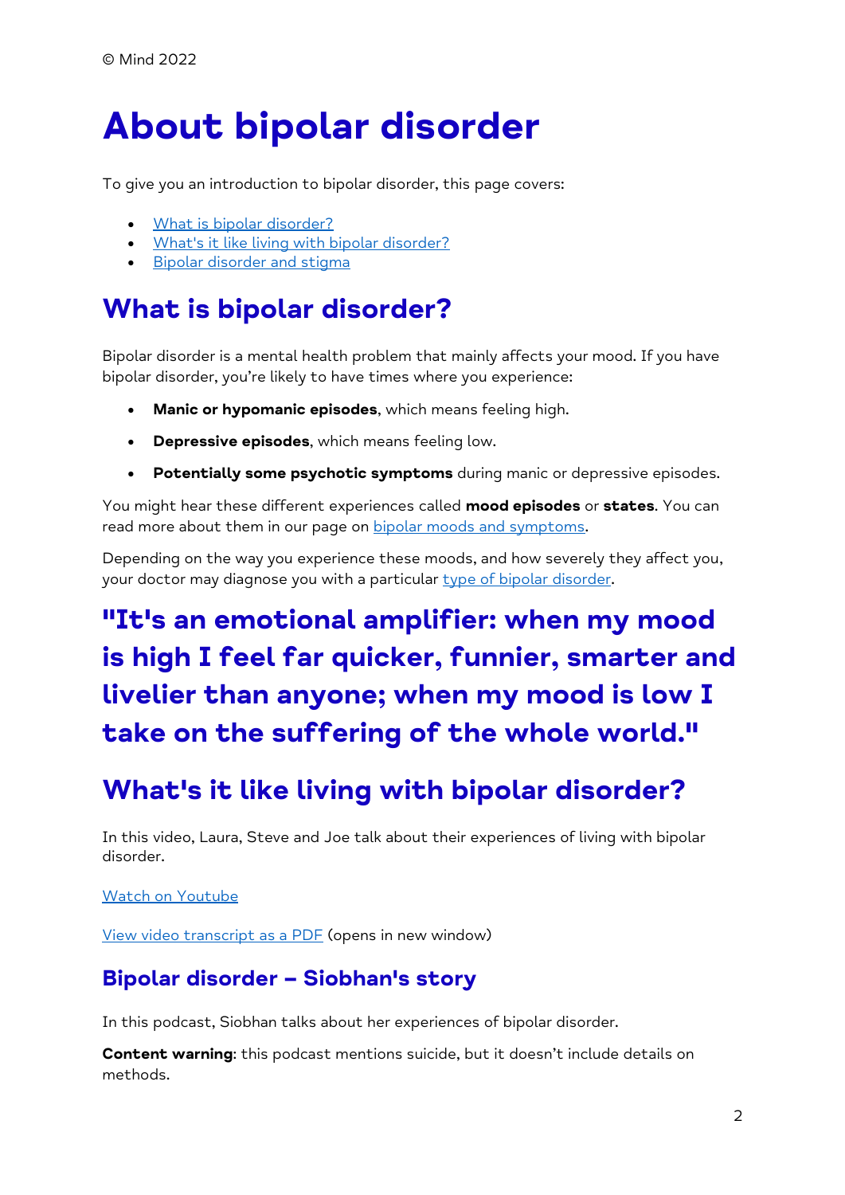© Mind 2022

# About bipolar disorder

To give you an introduction to bipolar disorder, this page covers:

- What is bipolar disorder?
- What's it like living with bipolar disorder?
- Bipolar disorder and stigma

## What is bipolar disorder?

Bipolar disorder is a mental health problem that mainly affects your mood. If you have bipolar disorder, you're likely to have times where you experience:

- **Manic or hypomanic episodes**, which means feeling high.
- **Depressive episodes**, which means feeling low.
- **Potentially some psychotic symptoms** during manic or depressive episodes.

You might hear these different experiences called **mood episodes** or **states**. You can read more about them in our page on bipolar moods and symptoms.

Depending on the way you experience these moods, and how severely they affect you, your doctor may diagnose you with a particular type of bipolar disorder.

## "It's an emotional amplifier: when my mood is high I feel far quicker, funnier, smarter and livelier than anyone; when my mood is low I take on the suffering of the whole world."

## What's it like living with bipolar disorder?

In this video, Laura, Steve and Joe talk about their experiences of living with bipolar disorder.

Watch on Youtube

View video transcript as a PDF (opens in new window)

### Bipolar disorder – Siobhan's story

In this podcast, Siobhan talks about her experiences of bipolar disorder.

**Content warning**: this podcast mentions suicide, but it doesn't include details on methods.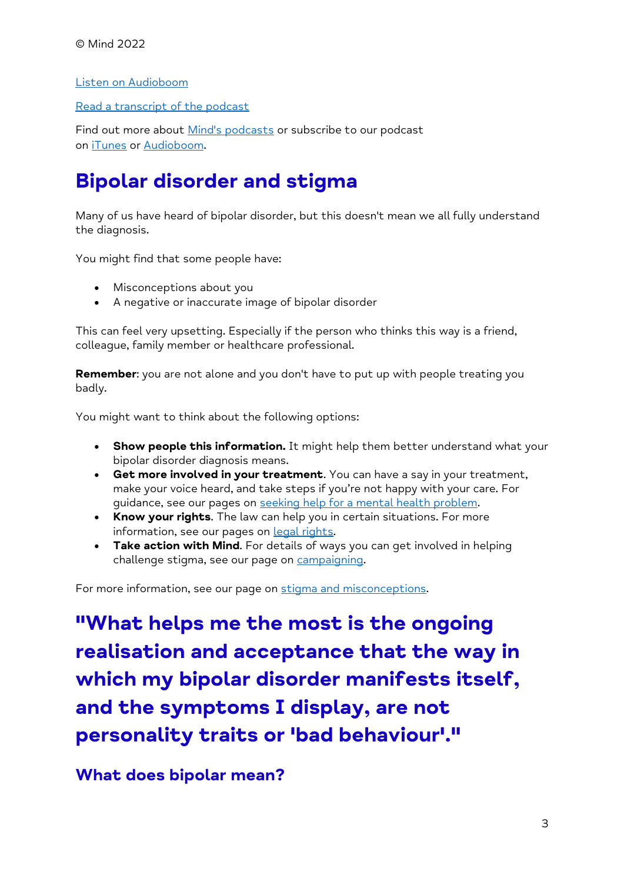© Mind 2022

[Listen on Audioboom](#)

[Read a transcript of the podcast](#)

Find out more about [Mind's podcasts](#) or subscribe to our podcast on [iTunes](#) or [Audioboom](#).

## Bipolar disorder and stigma

Many of us have heard of bipolar disorder, but this doesn't mean we all fully understand the diagnosis.

You might find that some people have:

- Misconceptions about you
- A negative or inaccurate image of bipolar disorder

This can feel very upsetting. Especially if the person who thinks this way is a friend, colleague, family member or healthcare professional.

**Remember**: you are not alone and you don't have to put up with people treating you badly.

You might want to think about the following options:

- **Show people this information.** It might help them better understand what your bipolar disorder diagnosis means.
- **Get more involved in your treatment**. You can have a say in your treatment, make your voice heard, and take steps if you're not happy with your care. For guidance, see our pages on [seeking help for a mental health problem](#).
- **Know your rights**. The law can help you in certain situations. For more information, see our pages on [legal rights](#).
- **Take action with Mind**. For details of ways you can get involved in helping challenge stigma, see our page on [campaigning](#).

For more information, see our page on [stigma and misconceptions](#).

## "What helps me the most is the ongoing realisation and acceptance that the way in which my bipolar disorder manifests itself, and the symptoms I display, are not personality traits or 'bad behaviour'."

### What does bipolar mean?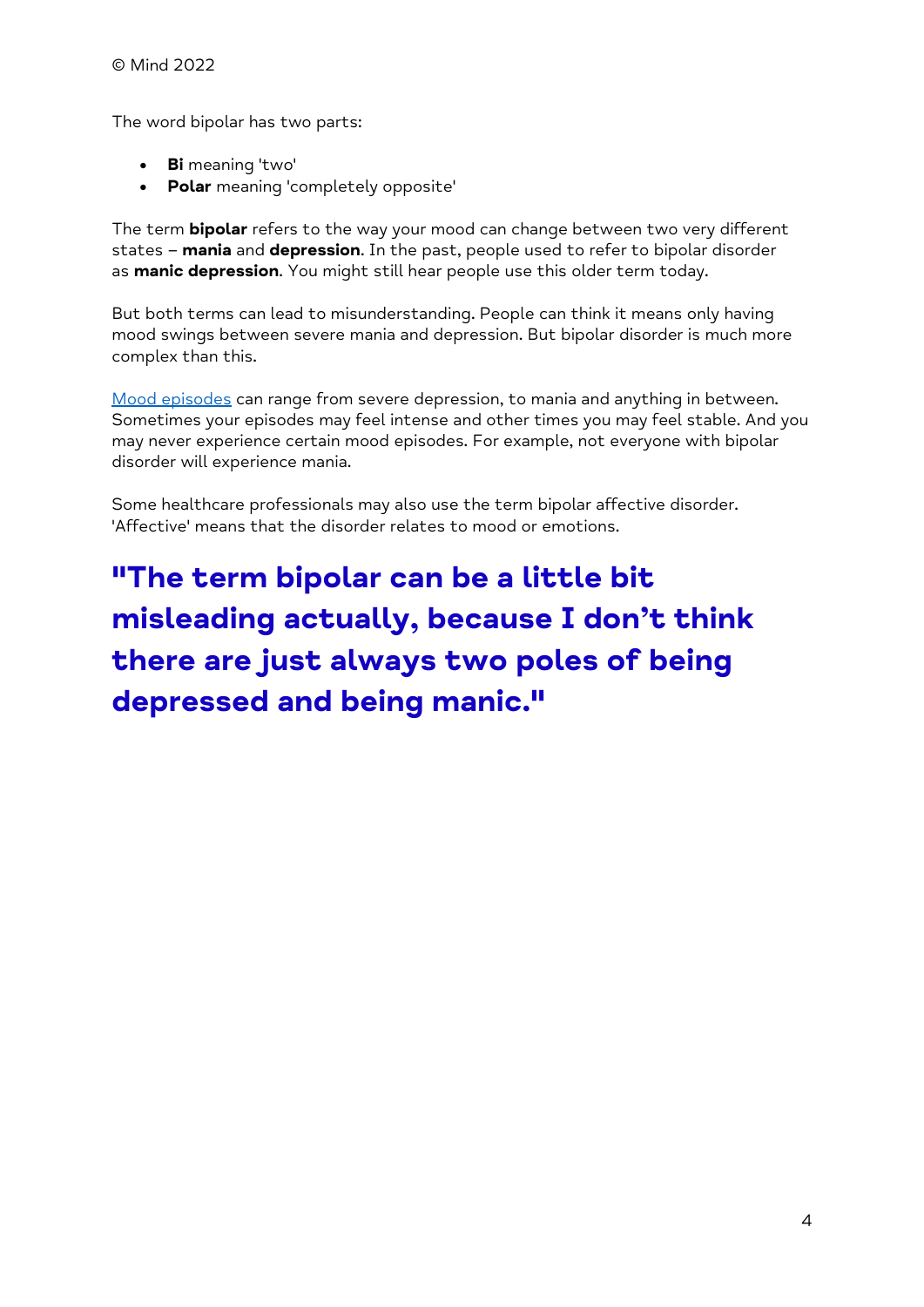The word bipolar has two parts:

- **Bi** meaning 'two'
- **Polar** meaning 'completely opposite'

The term **bipolar** refers to the way your mood can change between two very different states – **mania** and **depression**. In the past, people used to refer to bipolar disorder as **manic depression**. You might still hear people use this older term today.

But both terms can lead to misunderstanding. People can think it means only having mood swings between severe mania and depression. But bipolar disorder is much more complex than this.

Mood episodes can range from severe depression, to mania and anything in between. Sometimes your episodes may feel intense and other times you may feel stable. And you may never experience certain mood episodes. For example, not everyone with bipolar disorder will experience mania.

Some healthcare professionals may also use the term bipolar affective disorder. 'Affective' means that the disorder relates to mood or emotions.

**"The term bipolar can be a little bit misleading actually, because I don't think there are just always two poles of being depressed and being manic."**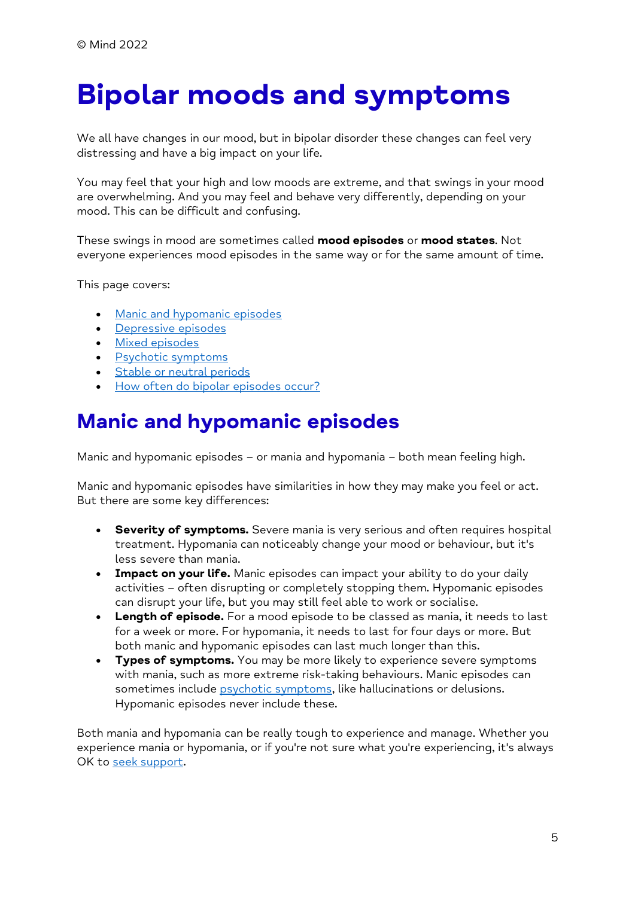© Mind 2022

# Bipolar moods and symptoms

We all have changes in our mood, but in bipolar disorder these changes can feel very distressing and have a big impact on your life.

You may feel that your high and low moods are extreme, and that swings in your mood are overwhelming. And you may feel and behave very differently, depending on your mood. This can be difficult and confusing.

These swings in mood are sometimes called **mood episodes** or **mood states**. Not everyone experiences mood episodes in the same way or for the same amount of time.

This page covers:

- Manic and hypomanic episodes
- Depressive episodes
- Mixed episodes
- Psychotic symptoms
- Stable or neutral periods
- How often do bipolar episodes occur?

## Manic and hypomanic episodes

Manic and hypomanic episodes – or mania and hypomania – both mean feeling high.

Manic and hypomanic episodes have similarities in how they may make you feel or act. But there are some key differences:

- **Severity of symptoms.** Severe mania is very serious and often requires hospital treatment. Hypomania can noticeably change your mood or behaviour, but it's less severe than mania.
- **Impact on your life.** Manic episodes can impact your ability to do your daily activities – often disrupting or completely stopping them. Hypomanic episodes can disrupt your life, but you may still feel able to work or socialise.
- **Length of episode.** For a mood episode to be classed as mania, it needs to last for a week or more. For hypomania, it needs to last for four days or more. But both manic and hypomanic episodes can last much longer than this.
- **Types of symptoms.** You may be more likely to experience severe symptoms with mania, such as more extreme risk-taking behaviours. Manic episodes can sometimes include psychotic symptoms, like hallucinations or delusions. Hypomanic episodes never include these.

Both mania and hypomania can be really tough to experience and manage. Whether you experience mania or hypomania, or if you're not sure what you're experiencing, it's always OK to seek support.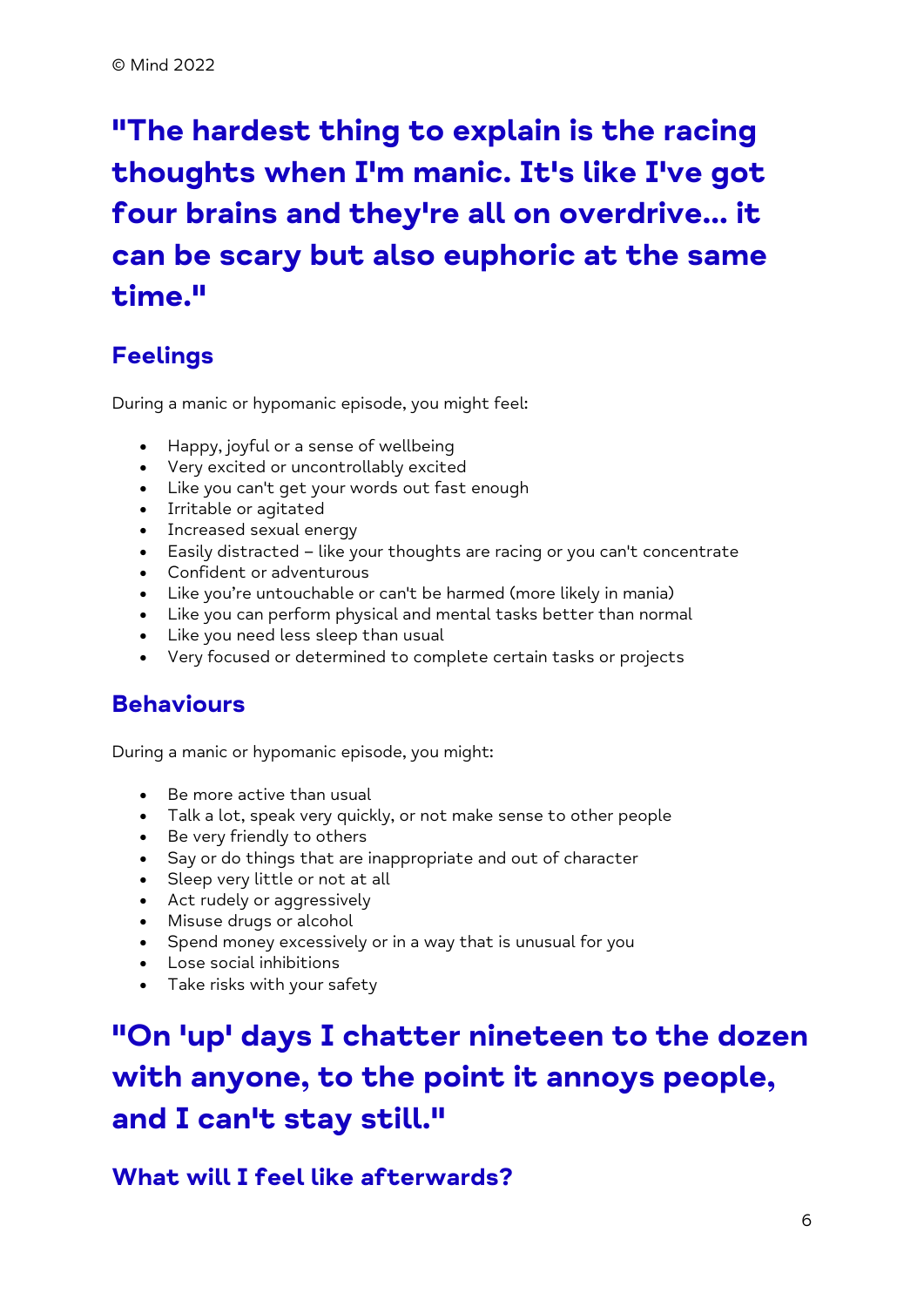© Mind 2022

**"The hardest thing to explain is the racing thoughts when I'm manic. It's like I've got four brains and they're all on overdrive... it can be scary but also euphoric at the same time."**

## Feelings

During a manic or hypomanic episode, you might feel:

- Happy, joyful or a sense of wellbeing
- Very excited or uncontrollably excited
- Like you can't get your words out fast enough
- Irritable or agitated
- Increased sexual energy
- Easily distracted – like your thoughts are racing or you can't concentrate
- Confident or adventurous
- Like you're untouchable or can't be harmed (more likely in mania)
- Like you can perform physical and mental tasks better than normal
- Like you need less sleep than usual
- Very focused or determined to complete certain tasks or projects

## Behaviours

During a manic or hypomanic episode, you might:

- Be more active than usual
- Talk a lot, speak very quickly, or not make sense to other people
- Be very friendly to others
- Say or do things that are inappropriate and out of character
- Sleep very little or not at all
- Act rudely or aggressively
- Misuse drugs or alcohol
- Spend money excessively or in a way that is unusual for you
- Lose social inhibitions
- Take risks with your safety

**"On 'up' days I chatter nineteen to the dozen with anyone, to the point it annoys people, and I can't stay still."**

## What will I feel like afterwards?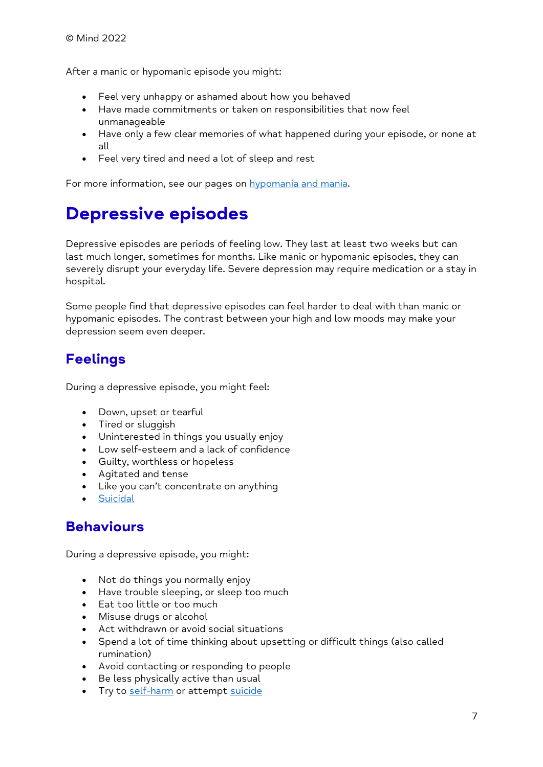After a manic or hypomanic episode you might:

- Feel very unhappy or ashamed about how you behaved
- Have made commitments or taken on responsibilities that now feel unmanageable
- Have only a few clear memories of what happened during your episode, or none at all
- Feel very tired and need a lot of sleep and rest

For more information, see our pages on [hypomania and mania](hypomania and mania).

## Depressive episodes

Depressive episodes are periods of feeling low. They last at least two weeks but can last much longer, sometimes for months. Like manic or hypomanic episodes, they can severely disrupt your everyday life. Severe depression may require medication or a stay in hospital.

Some people find that depressive episodes can feel harder to deal with than manic or hypomanic episodes. The contrast between your high and low moods may make your depression seem even deeper.

### Feelings

During a depressive episode, you might feel:

- Down, upset or tearful
- Tired or sluggish
- Uninterested in things you usually enjoy
- Low self-esteem and a lack of confidence
- Guilty, worthless or hopeless
- Agitated and tense
- Like you can't concentrate on anything
- Suicidal

### Behaviours

During a depressive episode, you might:

- Not do things you normally enjoy
- Have trouble sleeping, or sleep too much
- Eat too little or too much
- Misuse drugs or alcohol
- Act withdrawn or avoid social situations
- Spend a lot of time thinking about upsetting or difficult things (also called rumination)
- Avoid contacting or responding to people
- Be less physically active than usual
- Try to self-harm or attempt suicide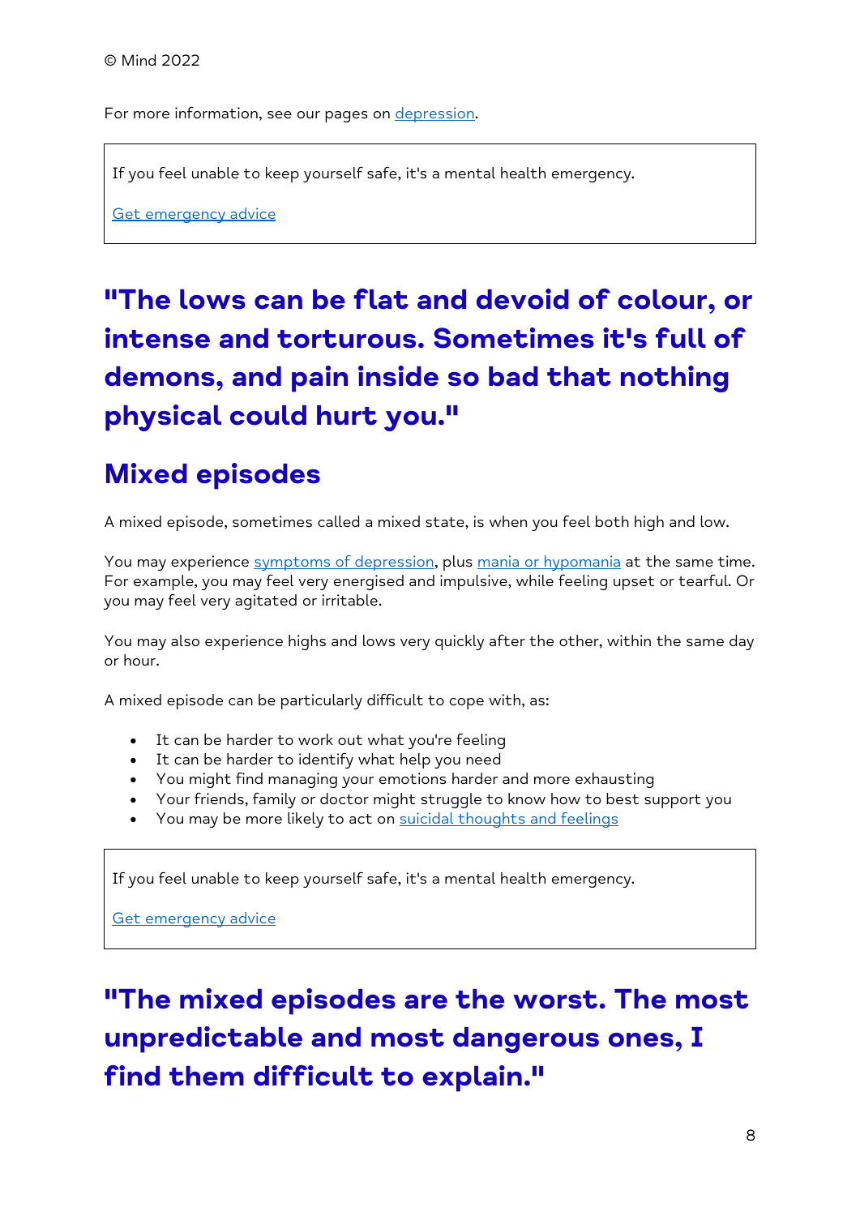© Mind 2022

For more information, see our pages on [depression](depression).

> If you feel unable to keep yourself safe, it's a mental health emergency.
>
> [Get emergency advice](Get emergency advice)

## "The lows can be flat and devoid of colour, or intense and torturous. Sometimes it's full of demons, and pain inside so bad that nothing physical could hurt you."

## Mixed episodes

A mixed episode, sometimes called a mixed state, is when you feel both high and low.

You may experience symptoms of depression, plus mania or hypomania at the same time. For example, you may feel very energised and impulsive, while feeling upset or tearful. Or you may feel very agitated or irritable.

You may also experience highs and lows very quickly after the other, within the same day or hour.

A mixed episode can be particularly difficult to cope with, as:

- It can be harder to work out what you're feeling
- It can be harder to identify what help you need
- You might find managing your emotions harder and more exhausting
- Your friends, family or doctor might struggle to know how to best support you
- You may be more likely to act on suicidal thoughts and feelings

> If you feel unable to keep yourself safe, it's a mental health emergency.
>
> Get emergency advice

## "The mixed episodes are the worst. The most unpredictable and most dangerous ones, I find them difficult to explain."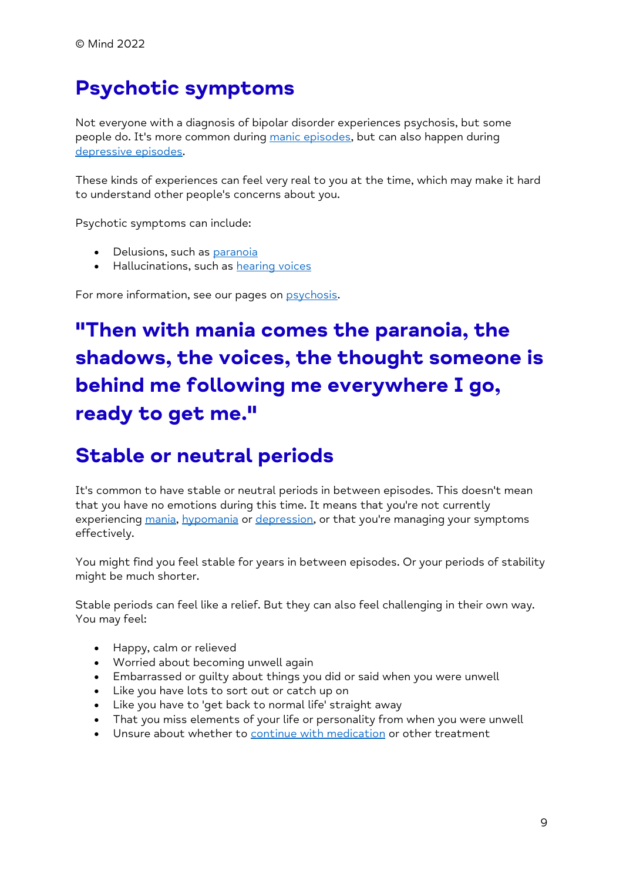## Psychotic symptoms

Not everyone with a diagnosis of bipolar disorder experiences psychosis, but some people do. It's more common during manic episodes, but can also happen during depressive episodes.

These kinds of experiences can feel very real to you at the time, which may make it hard to understand other people's concerns about you.

Psychotic symptoms can include:

- Delusions, such as paranoia
- Hallucinations, such as hearing voices

For more information, see our pages on psychosis.

## "Then with mania comes the paranoia, the shadows, the voices, the thought someone is behind me following me everywhere I go, ready to get me."

## Stable or neutral periods

It's common to have stable or neutral periods in between episodes. This doesn't mean that you have no emotions during this time. It means that you're not currently experiencing mania, hypomania or depression, or that you're managing your symptoms effectively.

You might find you feel stable for years in between episodes. Or your periods of stability might be much shorter.

Stable periods can feel like a relief. But they can also feel challenging in their own way. You may feel:

- Happy, calm or relieved
- Worried about becoming unwell again
- Embarrassed or guilty about things you did or said when you were unwell
- Like you have lots to sort out or catch up on
- Like you have to 'get back to normal life' straight away
- That you miss elements of your life or personality from when you were unwell
- Unsure about whether to continue with medication or other treatment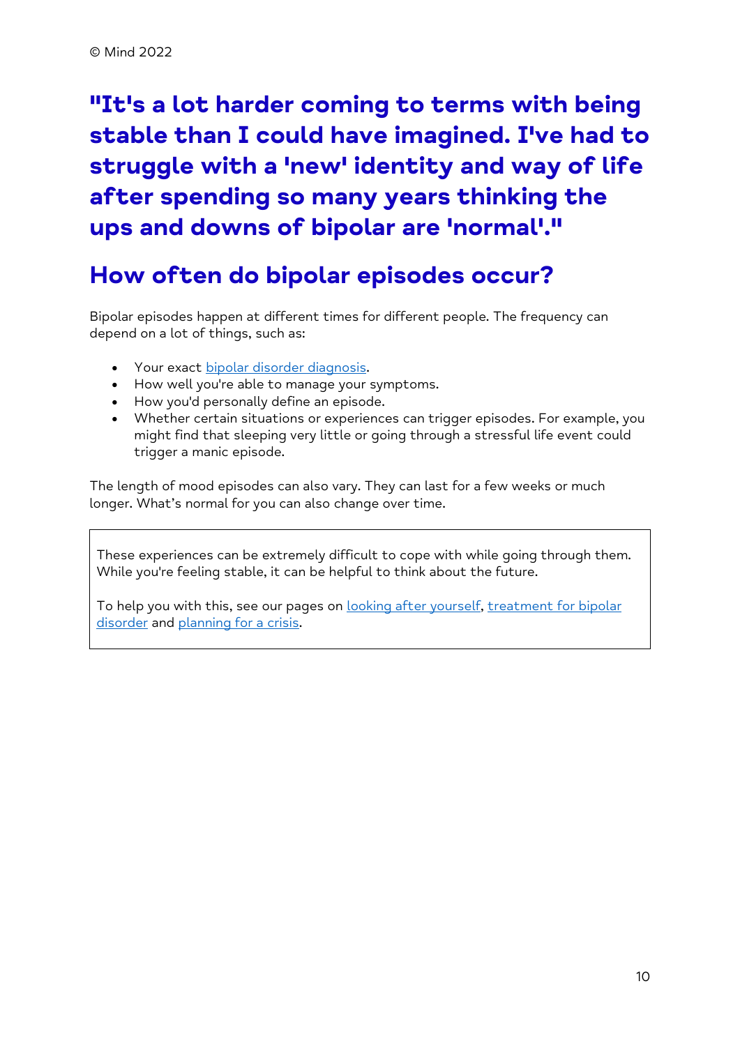**"It's a lot harder coming to terms with being stable than I could have imagined. I've had to struggle with a 'new' identity and way of life after spending so many years thinking the ups and downs of bipolar are 'normal'."**

## How often do bipolar episodes occur?

Bipolar episodes happen at different times for different people. The frequency can depend on a lot of things, such as:

- Your exact bipolar disorder diagnosis.
- How well you're able to manage your symptoms.
- How you'd personally define an episode.
- Whether certain situations or experiences can trigger episodes. For example, you might find that sleeping very little or going through a stressful life event could trigger a manic episode.

The length of mood episodes can also vary. They can last for a few weeks or much longer. What's normal for you can also change over time.

> These experiences can be extremely difficult to cope with while going through them. While you're feeling stable, it can be helpful to think about the future.
>
> To help you with this, see our pages on looking after yourself, treatment for bipolar disorder and planning for a crisis.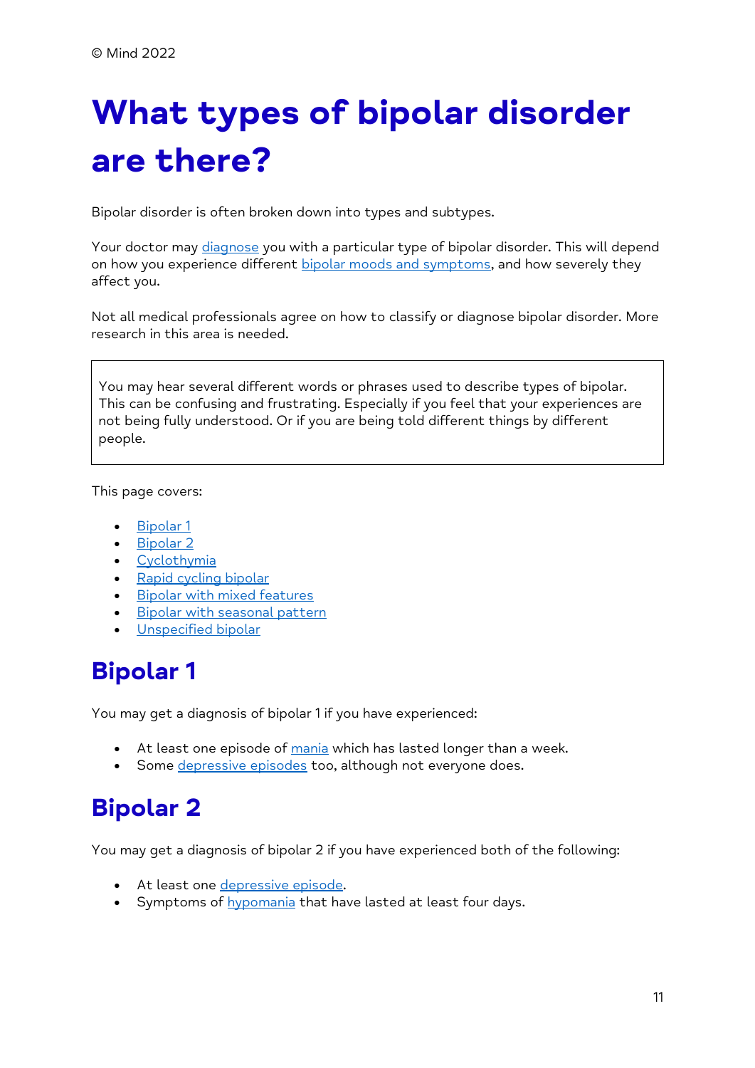© Mind 2022

# What types of bipolar disorder are there?

Bipolar disorder is often broken down into types and subtypes.

Your doctor may diagnose you with a particular type of bipolar disorder. This will depend on how you experience different bipolar moods and symptoms, and how severely they affect you.

Not all medical professionals agree on how to classify or diagnose bipolar disorder. More research in this area is needed.

> You may hear several different words or phrases used to describe types of bipolar. This can be confusing and frustrating. Especially if you feel that your experiences are not being fully understood. Or if you are being told different things by different people.

This page covers:

- Bipolar 1
- Bipolar 2
- Cyclothymia
- Rapid cycling bipolar
- Bipolar with mixed features
- Bipolar with seasonal pattern
- Unspecified bipolar

## Bipolar 1

You may get a diagnosis of bipolar 1 if you have experienced:

- At least one episode of mania which has lasted longer than a week.
- Some depressive episodes too, although not everyone does.

## Bipolar 2

You may get a diagnosis of bipolar 2 if you have experienced both of the following:

- At least one depressive episode.
- Symptoms of hypomania that have lasted at least four days.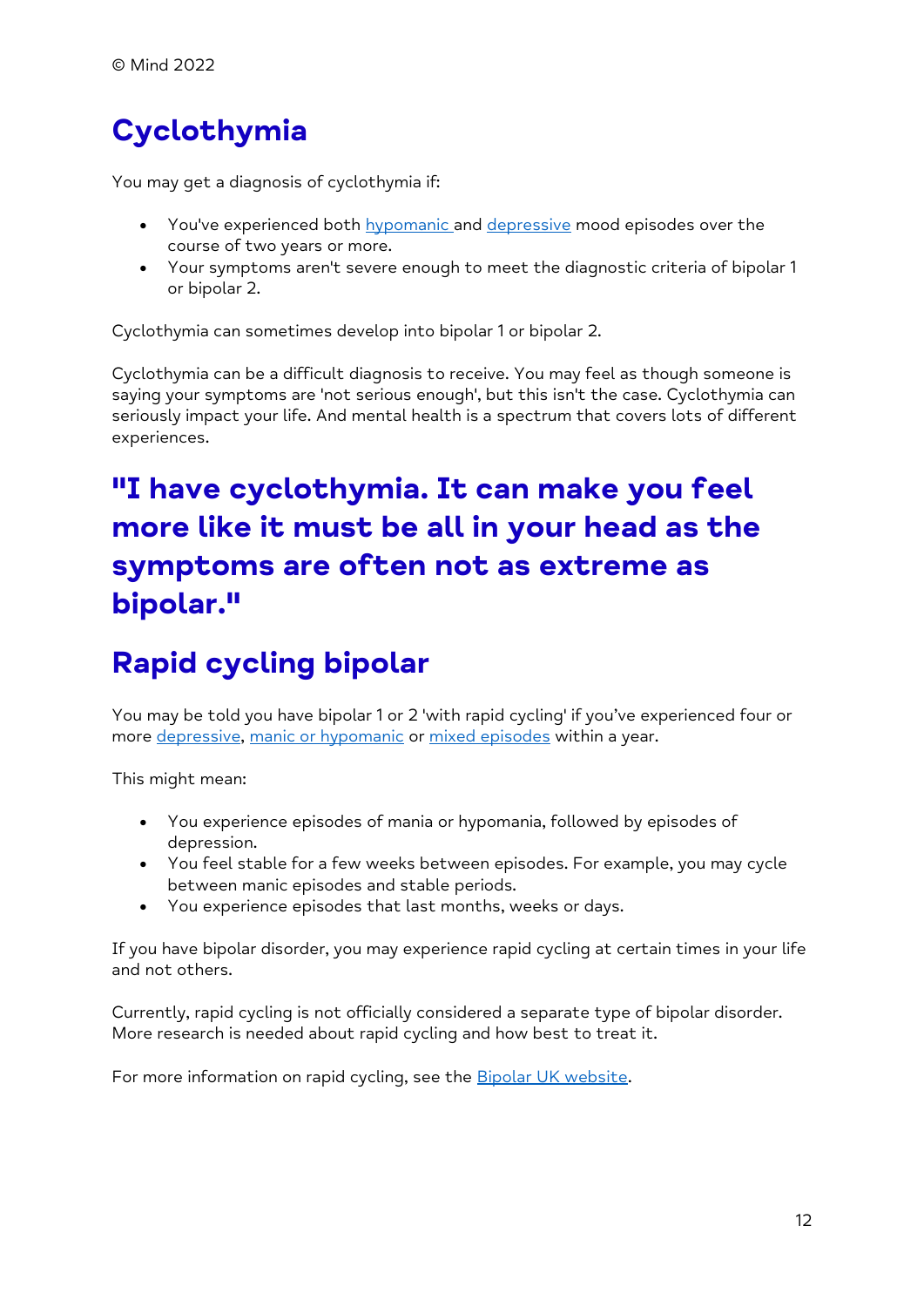© Mind 2022

## Cyclothymia

You may get a diagnosis of cyclothymia if:

- You've experienced both hypomanic and depressive mood episodes over the course of two years or more.
- Your symptoms aren't severe enough to meet the diagnostic criteria of bipolar 1 or bipolar 2.

Cyclothymia can sometimes develop into bipolar 1 or bipolar 2.

Cyclothymia can be a difficult diagnosis to receive. You may feel as though someone is saying your symptoms are 'not serious enough', but this isn't the case. Cyclothymia can seriously impact your life. And mental health is a spectrum that covers lots of different experiences.

## "I have cyclothymia. It can make you feel more like it must be all in your head as the symptoms are often not as extreme as bipolar."

## Rapid cycling bipolar

You may be told you have bipolar 1 or 2 'with rapid cycling' if you've experienced four or more depressive, manic or hypomanic or mixed episodes within a year.

This might mean:

- You experience episodes of mania or hypomania, followed by episodes of depression.
- You feel stable for a few weeks between episodes. For example, you may cycle between manic episodes and stable periods.
- You experience episodes that last months, weeks or days.

If you have bipolar disorder, you may experience rapid cycling at certain times in your life and not others.

Currently, rapid cycling is not officially considered a separate type of bipolar disorder. More research is needed about rapid cycling and how best to treat it.

For more information on rapid cycling, see the Bipolar UK website.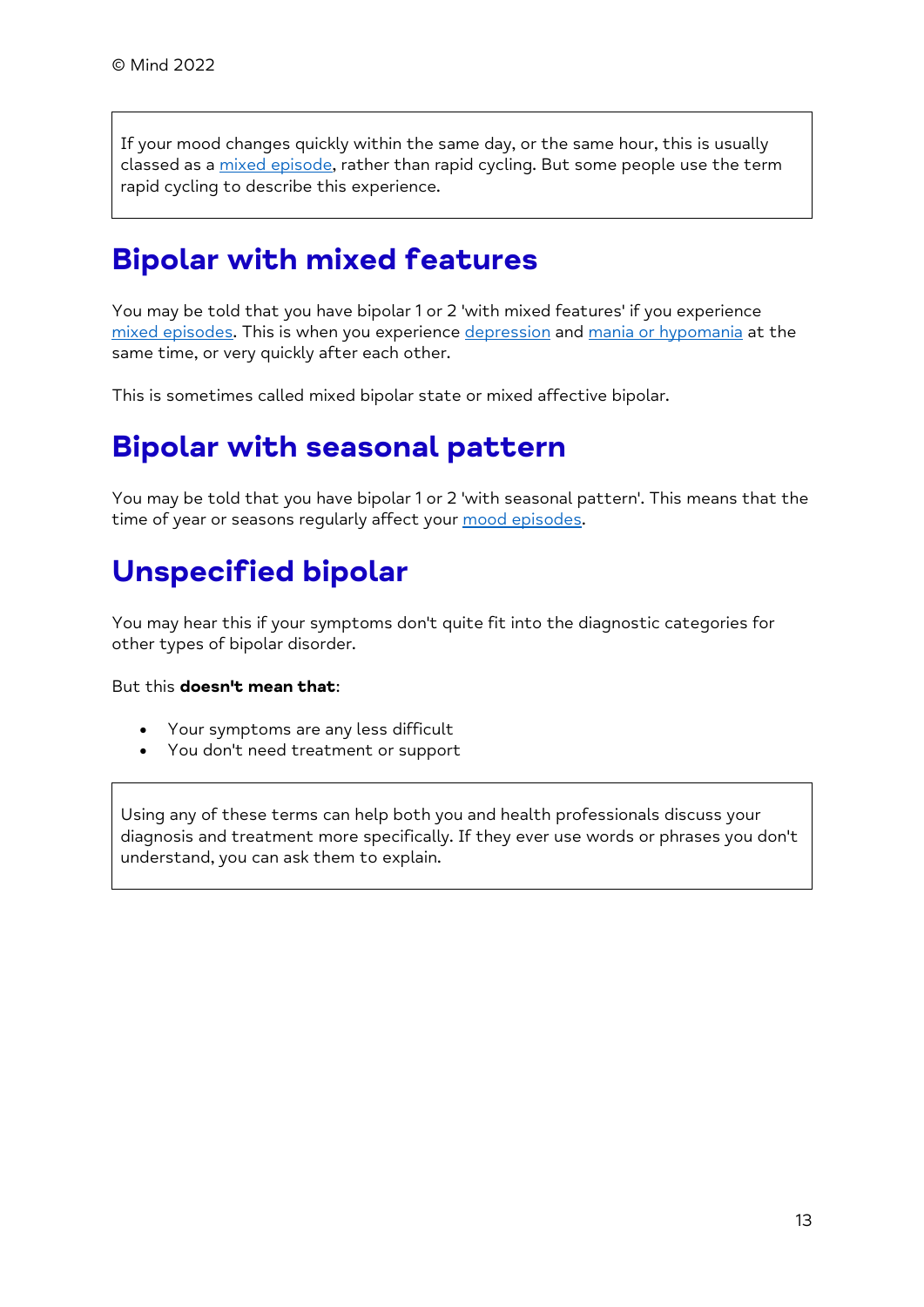If your mood changes quickly within the same day, or the same hour, this is usually classed as a mixed episode, rather than rapid cycling. But some people use the term rapid cycling to describe this experience.

## Bipolar with mixed features

You may be told that you have bipolar 1 or 2 'with mixed features' if you experience mixed episodes. This is when you experience depression and mania or hypomania at the same time, or very quickly after each other.

This is sometimes called mixed bipolar state or mixed affective bipolar.

## Bipolar with seasonal pattern

You may be told that you have bipolar 1 or 2 'with seasonal pattern'. This means that the time of year or seasons regularly affect your mood episodes.

## Unspecified bipolar

You may hear this if your symptoms don't quite fit into the diagnostic categories for other types of bipolar disorder.

But this **doesn't mean that**:

- Your symptoms are any less difficult
- You don't need treatment or support

Using any of these terms can help both you and health professionals discuss your diagnosis and treatment more specifically. If they ever use words or phrases you don't understand, you can ask them to explain.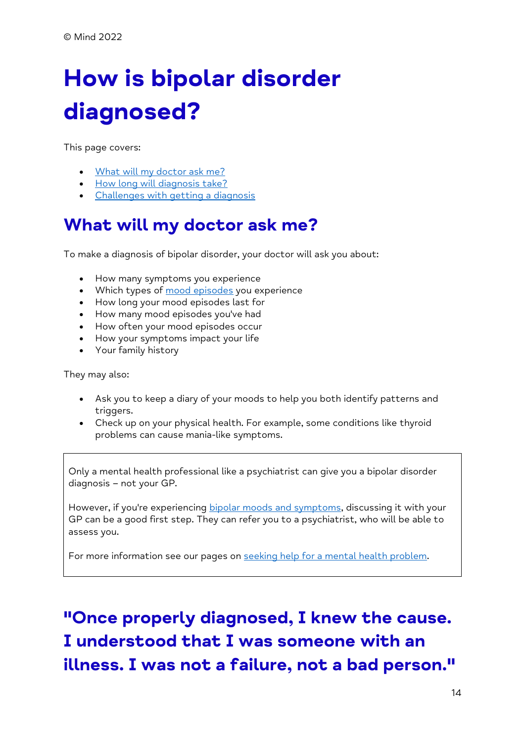© Mind 2022

# How is bipolar disorder diagnosed?

This page covers:

- [What will my doctor ask me?](#)
- [How long will diagnosis take?](#)
- [Challenges with getting a diagnosis](#)

## What will my doctor ask me?

To make a diagnosis of bipolar disorder, your doctor will ask you about:

- How many symptoms you experience
- Which types of [mood episodes](#) you experience
- How long your mood episodes last for
- How many mood episodes you've had
- How often your mood episodes occur
- How your symptoms impact your life
- Your family history

They may also:

- Ask you to keep a diary of your moods to help you both identify patterns and triggers.
- Check up on your physical health. For example, some conditions like thyroid problems can cause mania-like symptoms.

> Only a mental health professional like a psychiatrist can give you a bipolar disorder diagnosis – not your GP.
>
> However, if you're experiencing [bipolar moods and symptoms](#), discussing it with your GP can be a good first step. They can refer you to a psychiatrist, who will be able to assess you.
>
> For more information see our pages on [seeking help for a mental health problem](#).

## "Once properly diagnosed, I knew the cause. I understood that I was someone with an illness. I was not a failure, not a bad person."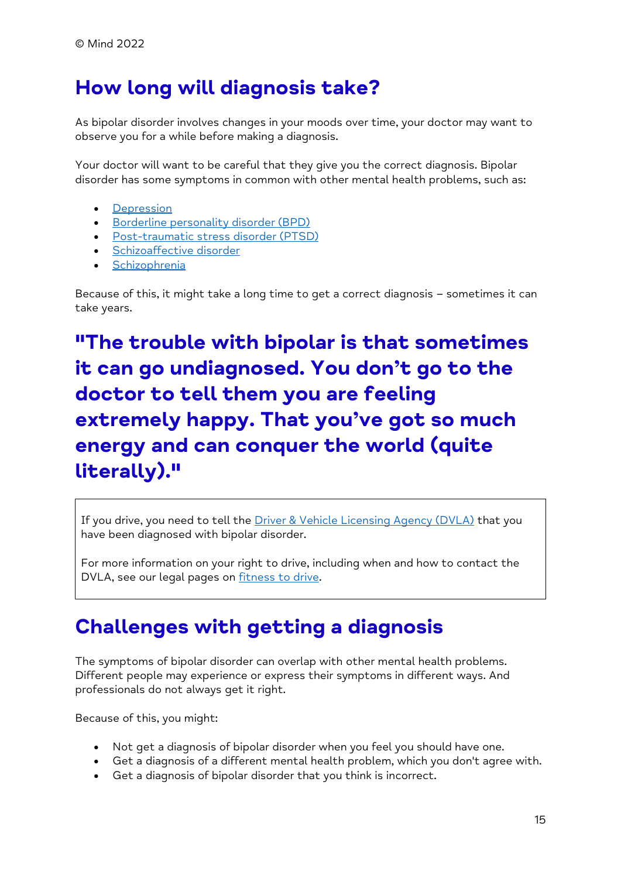## How long will diagnosis take?

As bipolar disorder involves changes in your moods over time, your doctor may want to observe you for a while before making a diagnosis.

Your doctor will want to be careful that they give you the correct diagnosis. Bipolar disorder has some symptoms in common with other mental health problems, such as:

- Depression
- Borderline personality disorder (BPD)
- Post-traumatic stress disorder (PTSD)
- Schizoaffective disorder
- Schizophrenia

Because of this, it might take a long time to get a correct diagnosis – sometimes it can take years.

**"The trouble with bipolar is that sometimes it can go undiagnosed. You don't go to the doctor to tell them you are feeling extremely happy. That you've got so much energy and can conquer the world (quite literally)."**

> If you drive, you need to tell the Driver & Vehicle Licensing Agency (DVLA) that you have been diagnosed with bipolar disorder.
>
> For more information on your right to drive, including when and how to contact the DVLA, see our legal pages on fitness to drive.

## Challenges with getting a diagnosis

The symptoms of bipolar disorder can overlap with other mental health problems. Different people may experience or express their symptoms in different ways. And professionals do not always get it right.

Because of this, you might:

- Not get a diagnosis of bipolar disorder when you feel you should have one.
- Get a diagnosis of a different mental health problem, which you don't agree with.
- Get a diagnosis of bipolar disorder that you think is incorrect.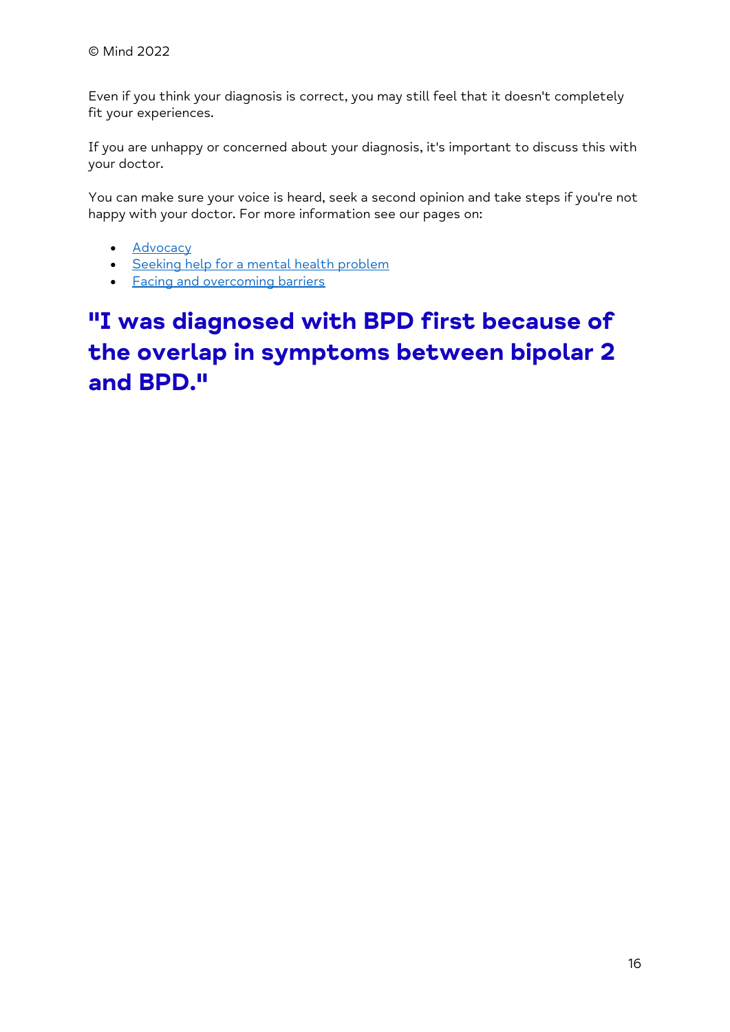Even if you think your diagnosis is correct, you may still feel that it doesn't completely fit your experiences.

If you are unhappy or concerned about your diagnosis, it's important to discuss this with your doctor.

You can make sure your voice is heard, seek a second opinion and take steps if you're not happy with your doctor. For more information see our pages on:

- Advocacy
- Seeking help for a mental health problem
- Facing and overcoming barriers

## "I was diagnosed with BPD first because of the overlap in symptoms between bipolar 2 and BPD."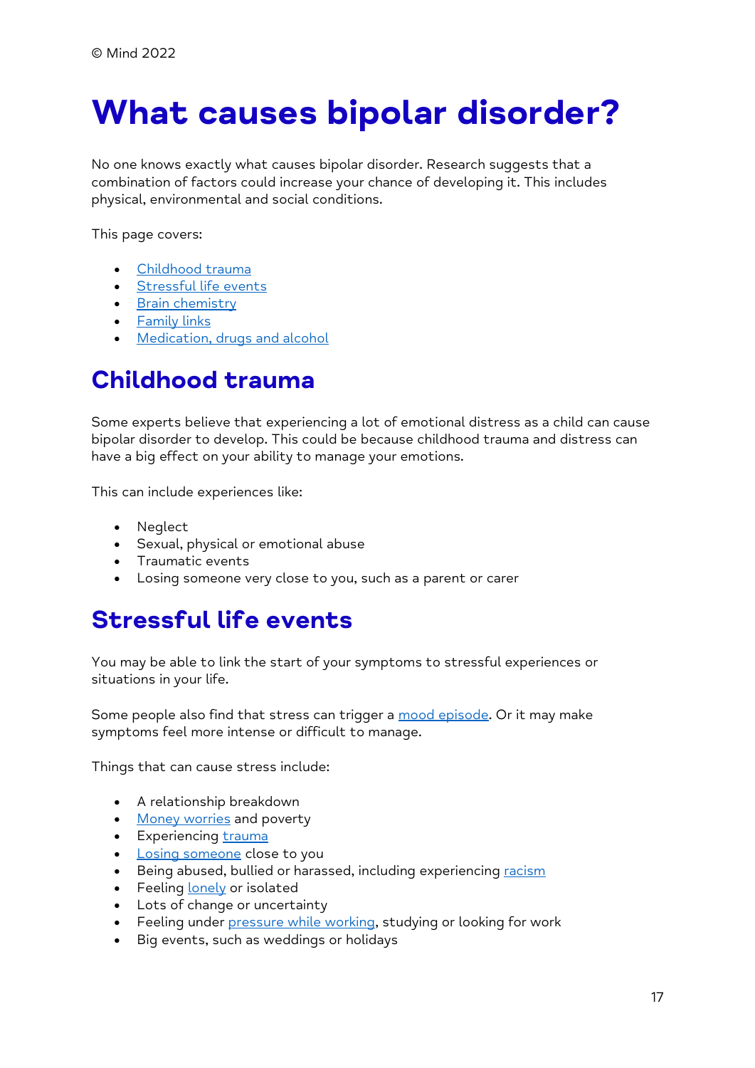© Mind 2022

# What causes bipolar disorder?

No one knows exactly what causes bipolar disorder. Research suggests that a combination of factors could increase your chance of developing it. This includes physical, environmental and social conditions.

This page covers:

- Childhood trauma
- Stressful life events
- Brain chemistry
- Family links
- Medication, drugs and alcohol

## Childhood trauma

Some experts believe that experiencing a lot of emotional distress as a child can cause bipolar disorder to develop. This could be because childhood trauma and distress can have a big effect on your ability to manage your emotions.

This can include experiences like:

- Neglect
- Sexual, physical or emotional abuse
- Traumatic events
- Losing someone very close to you, such as a parent or carer

## Stressful life events

You may be able to link the start of your symptoms to stressful experiences or situations in your life.

Some people also find that stress can trigger a mood episode. Or it may make symptoms feel more intense or difficult to manage.

Things that can cause stress include:

- A relationship breakdown
- Money worries and poverty
- Experiencing trauma
- Losing someone close to you
- Being abused, bullied or harassed, including experiencing racism
- Feeling lonely or isolated
- Lots of change or uncertainty
- Feeling under pressure while working, studying or looking for work
- Big events, such as weddings or holidays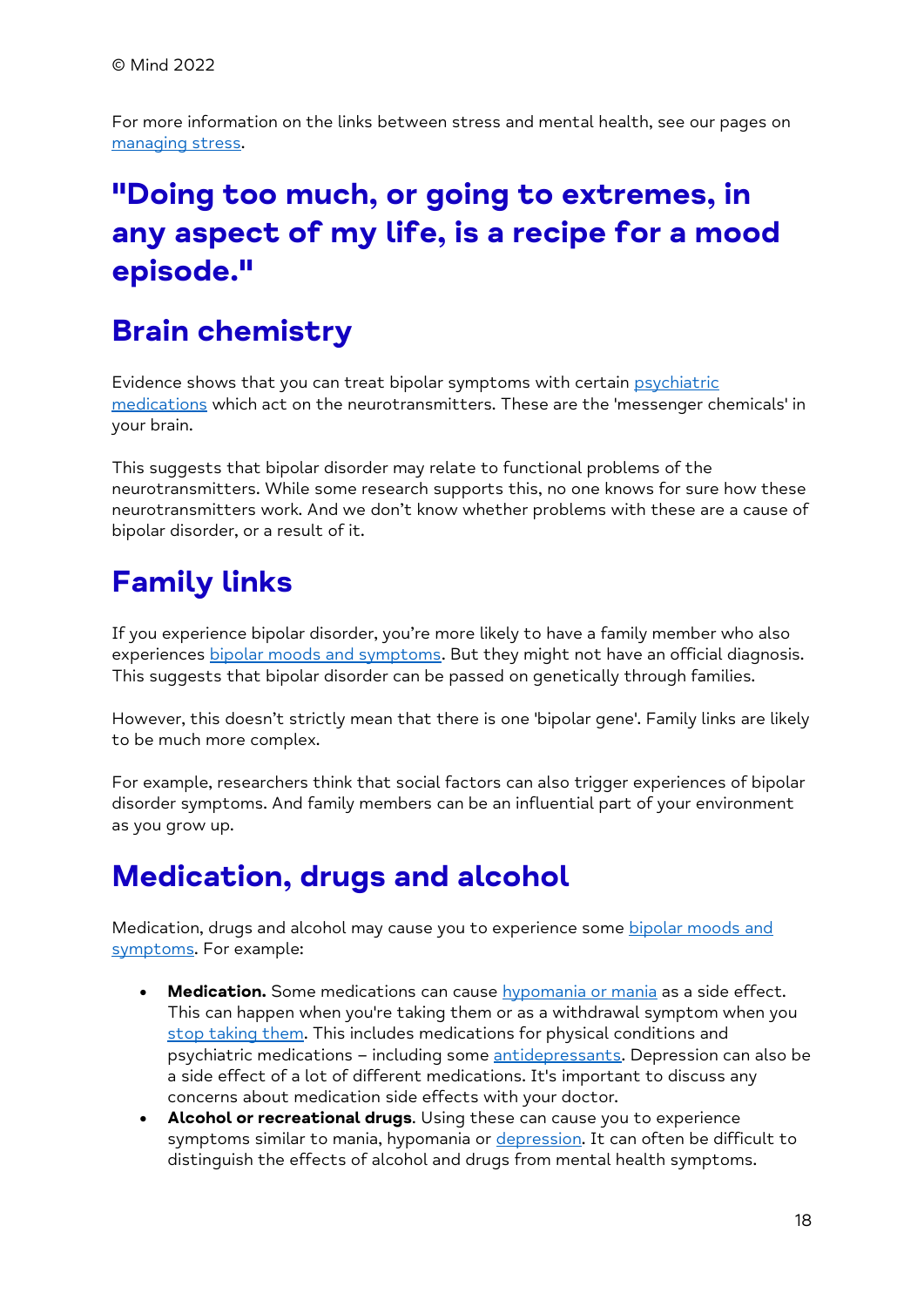© Mind 2022

For more information on the links between stress and mental health, see our pages on managing stress.

## "Doing too much, or going to extremes, in any aspect of my life, is a recipe for a mood episode."

## Brain chemistry

Evidence shows that you can treat bipolar symptoms with certain psychiatric medications which act on the neurotransmitters. These are the 'messenger chemicals' in your brain.

This suggests that bipolar disorder may relate to functional problems of the neurotransmitters. While some research supports this, no one knows for sure how these neurotransmitters work. And we don't know whether problems with these are a cause of bipolar disorder, or a result of it.

## Family links

If you experience bipolar disorder, you're more likely to have a family member who also experiences bipolar moods and symptoms. But they might not have an official diagnosis. This suggests that bipolar disorder can be passed on genetically through families.

However, this doesn't strictly mean that there is one 'bipolar gene'. Family links are likely to be much more complex.

For example, researchers think that social factors can also trigger experiences of bipolar disorder symptoms. And family members can be an influential part of your environment as you grow up.

## Medication, drugs and alcohol

Medication, drugs and alcohol may cause you to experience some bipolar moods and symptoms. For example:

- **Medication.** Some medications can cause hypomania or mania as a side effect. This can happen when you're taking them or as a withdrawal symptom when you stop taking them. This includes medications for physical conditions and psychiatric medications – including some antidepressants. Depression can also be a side effect of a lot of different medications. It's important to discuss any concerns about medication side effects with your doctor.
- **Alcohol or recreational drugs**. Using these can cause you to experience symptoms similar to mania, hypomania or depression. It can often be difficult to distinguish the effects of alcohol and drugs from mental health symptoms.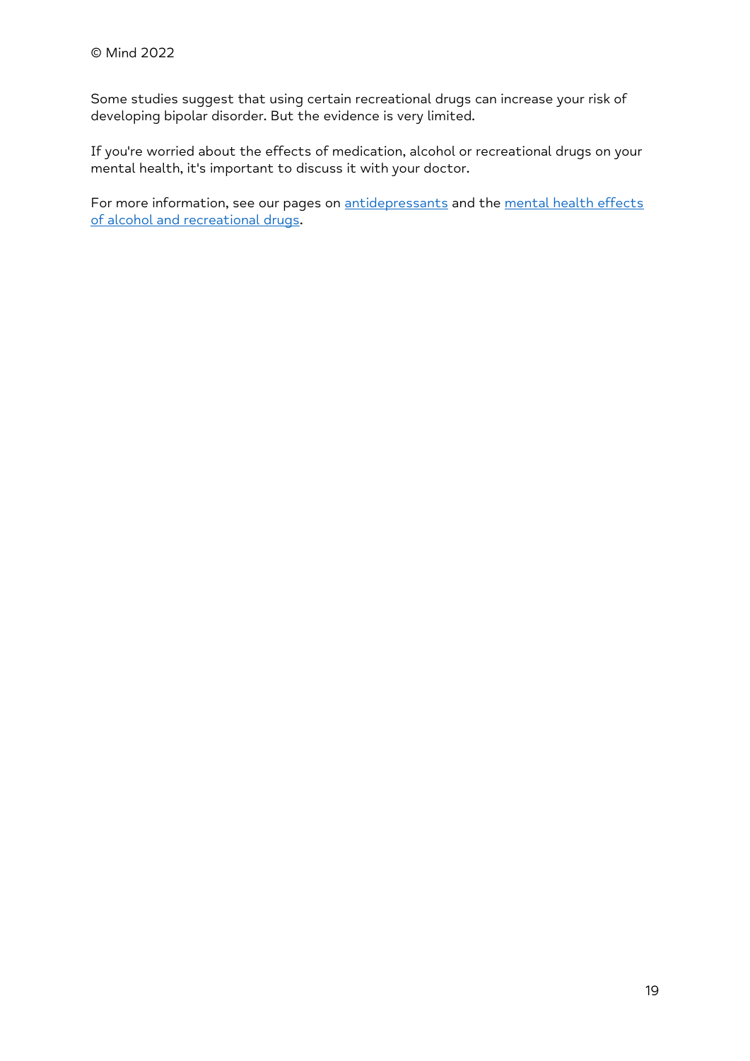Some studies suggest that using certain recreational drugs can increase your risk of developing bipolar disorder. But the evidence is very limited.

If you're worried about the effects of medication, alcohol or recreational drugs on your mental health, it's important to discuss it with your doctor.

For more information, see our pages on antidepressants and the mental health effects of alcohol and recreational drugs.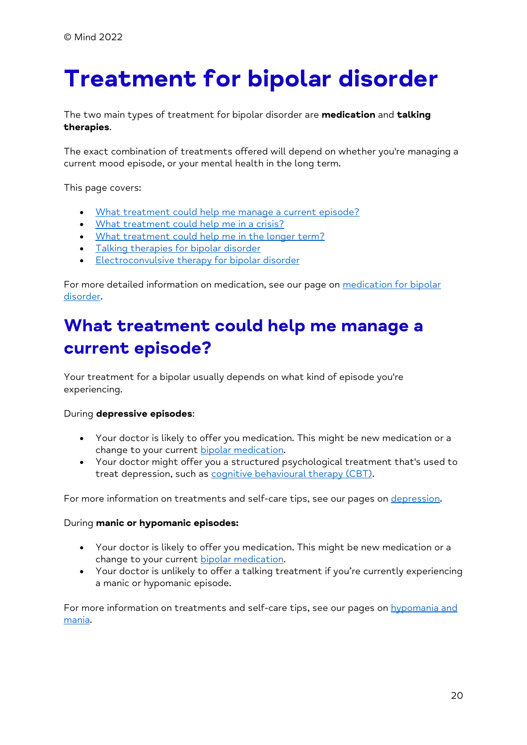© Mind 2022

# Treatment for bipolar disorder

The two main types of treatment for bipolar disorder are **medication** and **talking therapies**.

The exact combination of treatments offered will depend on whether you're managing a current mood episode, or your mental health in the long term.

This page covers:

- What treatment could help me manage a current episode?
- What treatment could help me in a crisis?
- What treatment could help me in the longer term?
- Talking therapies for bipolar disorder
- Electroconvulsive therapy for bipolar disorder

For more detailed information on medication, see our page on medication for bipolar disorder.

## What treatment could help me manage a current episode?

Your treatment for a bipolar usually depends on what kind of episode you're experiencing.

During **depressive episodes**:

- Your doctor is likely to offer you medication. This might be new medication or a change to your current bipolar medication.
- Your doctor might offer you a structured psychological treatment that's used to treat depression, such as cognitive behavioural therapy (CBT).

For more information on treatments and self-care tips, see our pages on depression.

During **manic or hypomanic episodes:**

- Your doctor is likely to offer you medication. This might be new medication or a change to your current bipolar medication.
- Your doctor is unlikely to offer a talking treatment if you're currently experiencing a manic or hypomanic episode.

For more information on treatments and self-care tips, see our pages on hypomania and mania.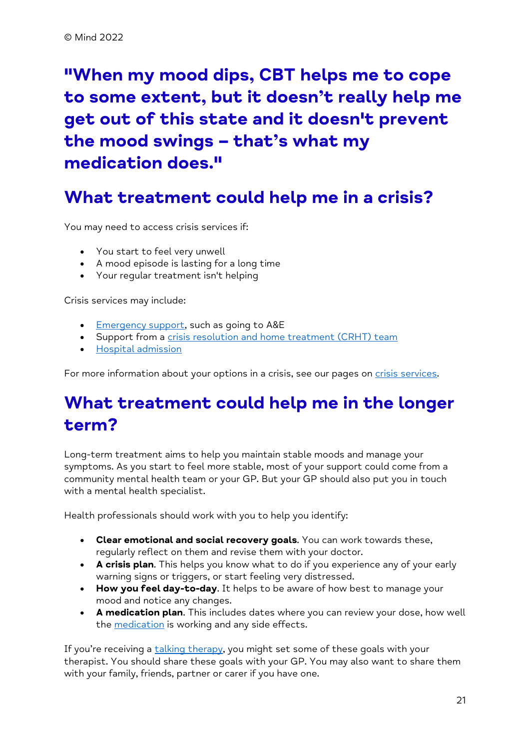© Mind 2022

**"When my mood dips, CBT helps me to cope to some extent, but it doesn't really help me get out of this state and it doesn't prevent the mood swings – that's what my medication does."**

## What treatment could help me in a crisis?

You may need to access crisis services if:

- You start to feel very unwell
- A mood episode is lasting for a long time
- Your regular treatment isn't helping

Crisis services may include:

- Emergency support, such as going to A&E
- Support from a crisis resolution and home treatment (CRHT) team
- Hospital admission

For more information about your options in a crisis, see our pages on crisis services.

## What treatment could help me in the longer term?

Long-term treatment aims to help you maintain stable moods and manage your symptoms. As you start to feel more stable, most of your support could come from a community mental health team or your GP. But your GP should also put you in touch with a mental health specialist.

Health professionals should work with you to help you identify:

- **Clear emotional and social recovery goals**. You can work towards these, regularly reflect on them and revise them with your doctor.
- **A crisis plan**. This helps you know what to do if you experience any of your early warning signs or triggers, or start feeling very distressed.
- **How you feel day-to-day**. It helps to be aware of how best to manage your mood and notice any changes.
- **A medication plan**. This includes dates where you can review your dose, how well the medication is working and any side effects.

If you're receiving a talking therapy, you might set some of these goals with your therapist. You should share these goals with your GP. You may also want to share them with your family, friends, partner or carer if you have one.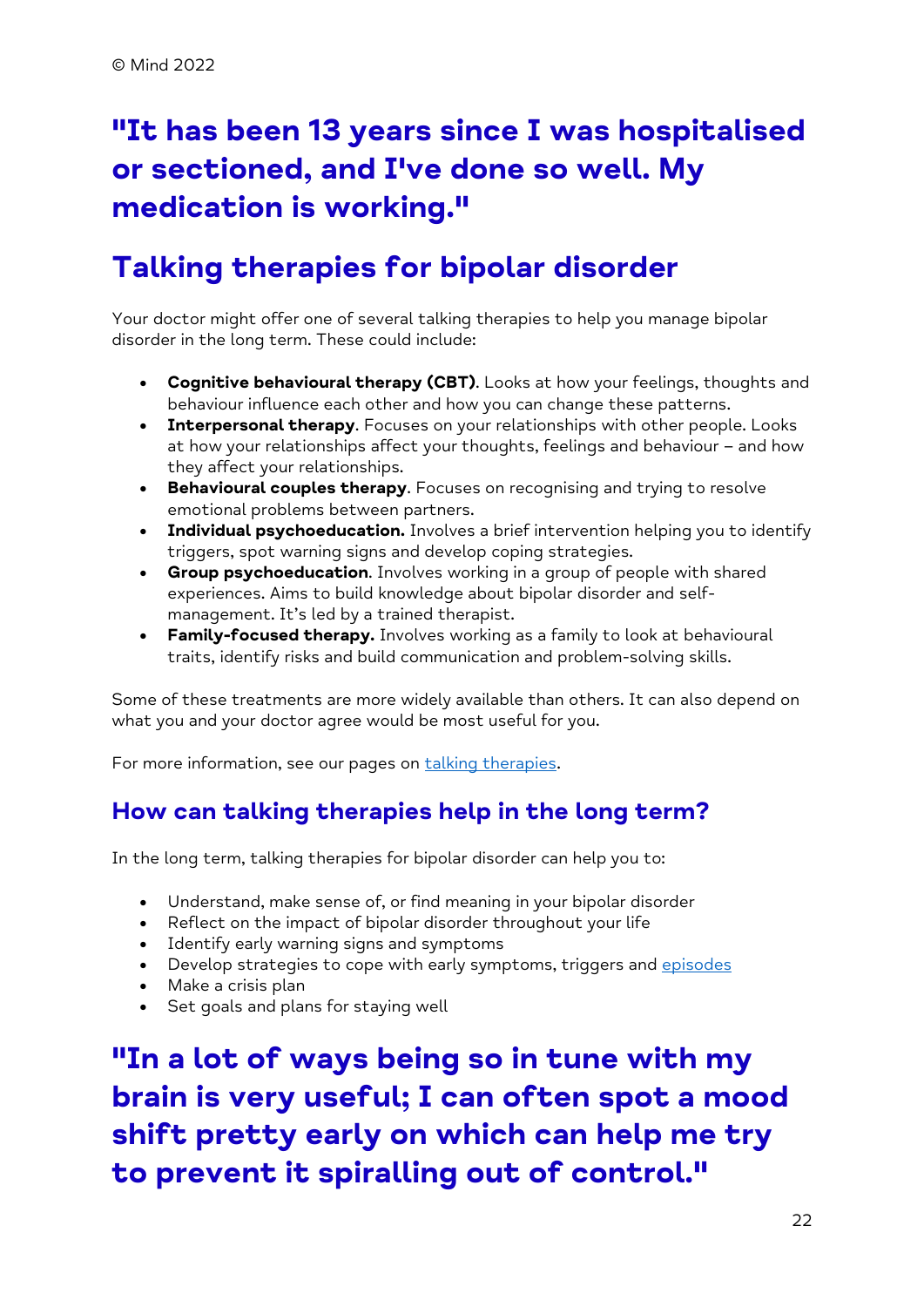© Mind 2022

## "It has been 13 years since I was hospitalised or sectioned, and I've done so well. My medication is working."

# Talking therapies for bipolar disorder

Your doctor might offer one of several talking therapies to help you manage bipolar disorder in the long term. These could include:

- **Cognitive behavioural therapy (CBT)**. Looks at how your feelings, thoughts and behaviour influence each other and how you can change these patterns.
- **Interpersonal therapy**. Focuses on your relationships with other people. Looks at how your relationships affect your thoughts, feelings and behaviour – and how they affect your relationships.
- **Behavioural couples therapy**. Focuses on recognising and trying to resolve emotional problems between partners.
- **Individual psychoeducation.** Involves a brief intervention helping you to identify triggers, spot warning signs and develop coping strategies.
- **Group psychoeducation**. Involves working in a group of people with shared experiences. Aims to build knowledge about bipolar disorder and self-management. It's led by a trained therapist.
- **Family-focused therapy.** Involves working as a family to look at behavioural traits, identify risks and build communication and problem-solving skills.

Some of these treatments are more widely available than others. It can also depend on what you and your doctor agree would be most useful for you.

For more information, see our pages on talking therapies.

## How can talking therapies help in the long term?

In the long term, talking therapies for bipolar disorder can help you to:

- Understand, make sense of, or find meaning in your bipolar disorder
- Reflect on the impact of bipolar disorder throughout your life
- Identify early warning signs and symptoms
- Develop strategies to cope with early symptoms, triggers and episodes
- Make a crisis plan
- Set goals and plans for staying well

## "In a lot of ways being so in tune with my brain is very useful; I can often spot a mood shift pretty early on which can help me try to prevent it spiralling out of control."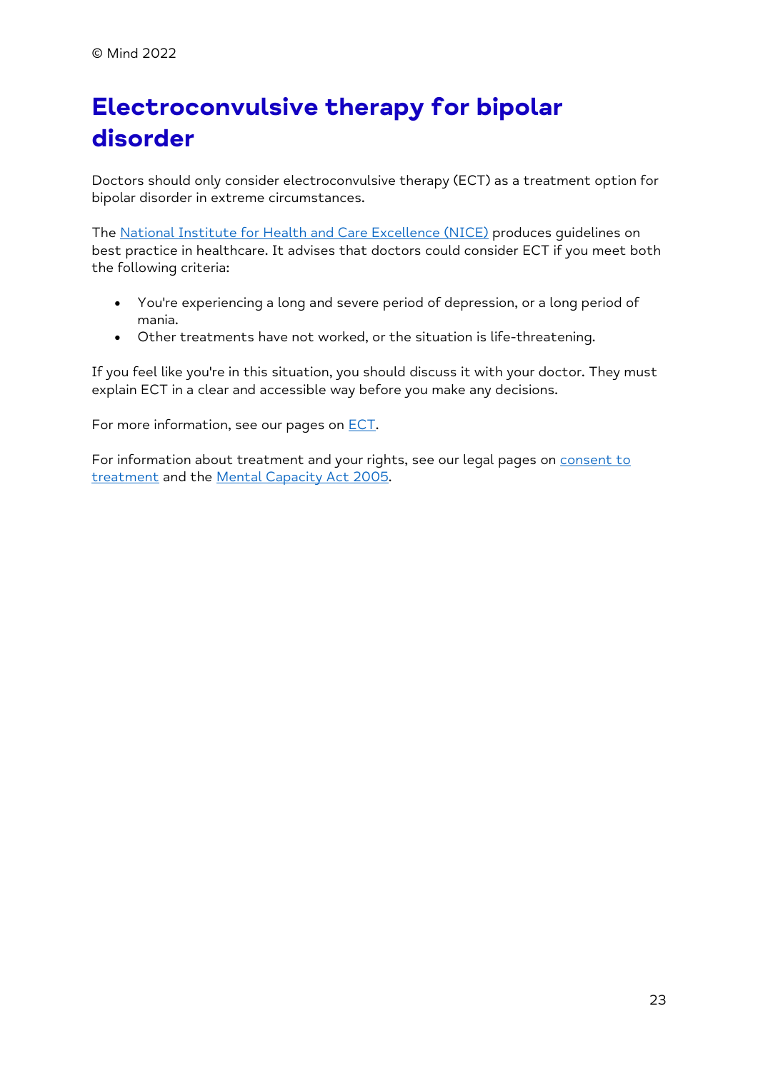© Mind 2022

# Electroconvulsive therapy for bipolar disorder

Doctors should only consider electroconvulsive therapy (ECT) as a treatment option for bipolar disorder in extreme circumstances.

The National Institute for Health and Care Excellence (NICE) produces guidelines on best practice in healthcare. It advises that doctors could consider ECT if you meet both the following criteria:

- You're experiencing a long and severe period of depression, or a long period of mania.
- Other treatments have not worked, or the situation is life-threatening.

If you feel like you're in this situation, you should discuss it with your doctor. They must explain ECT in a clear and accessible way before you make any decisions.

For more information, see our pages on ECT.

For information about treatment and your rights, see our legal pages on consent to treatment and the Mental Capacity Act 2005.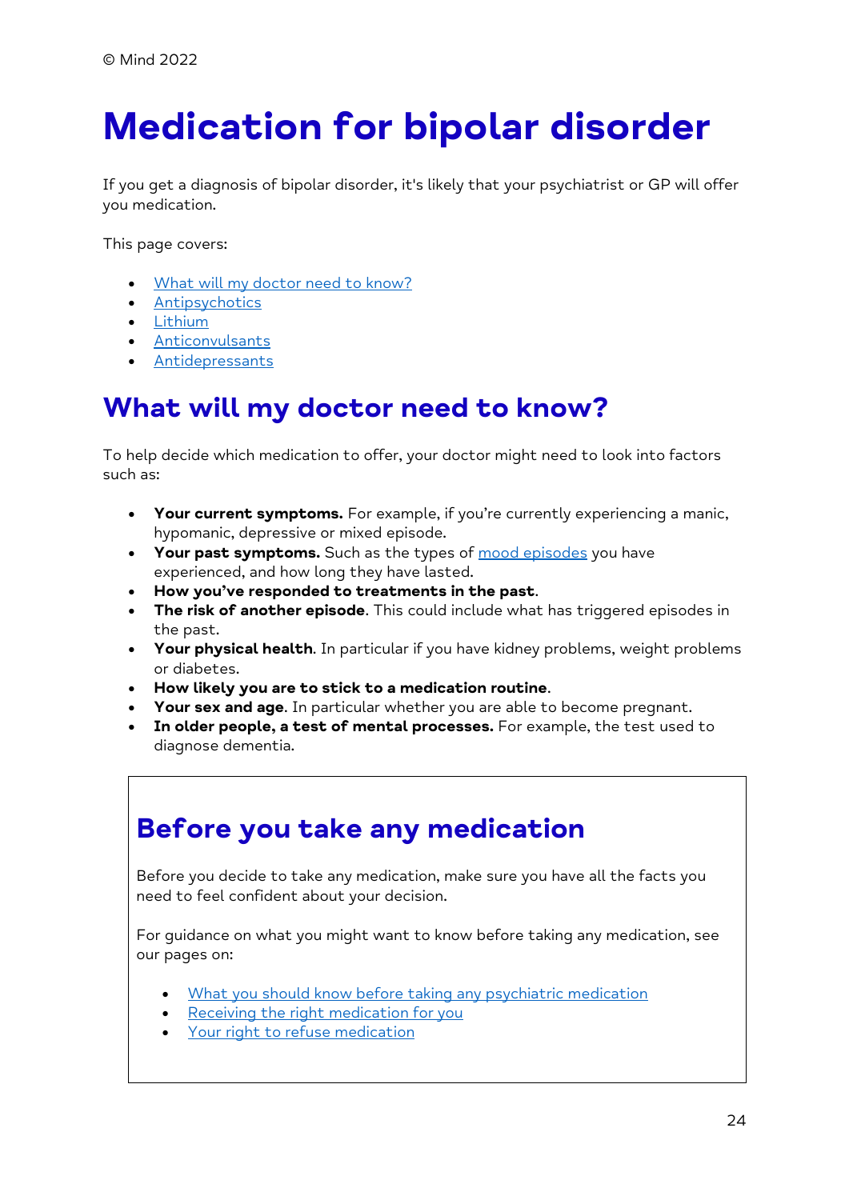© Mind 2022

# Medication for bipolar disorder

If you get a diagnosis of bipolar disorder, it's likely that your psychiatrist or GP will offer you medication.

This page covers:

- What will my doctor need to know?
- Antipsychotics
- Lithium
- Anticonvulsants
- Antidepressants

## What will my doctor need to know?

To help decide which medication to offer, your doctor might need to look into factors such as:

- **Your current symptoms.** For example, if you're currently experiencing a manic, hypomanic, depressive or mixed episode.
- **Your past symptoms.** Such as the types of mood episodes you have experienced, and how long they have lasted.
- **How you've responded to treatments in the past**.
- **The risk of another episode**. This could include what has triggered episodes in the past.
- **Your physical health**. In particular if you have kidney problems, weight problems or diabetes.
- **How likely you are to stick to a medication routine**.
- **Your sex and age**. In particular whether you are able to become pregnant.
- **In older people, a test of mental processes.** For example, the test used to diagnose dementia.

## Before you take any medication

Before you decide to take any medication, make sure you have all the facts you need to feel confident about your decision.

For guidance on what you might want to know before taking any medication, see our pages on:

- What you should know before taking any psychiatric medication
- Receiving the right medication for you
- Your right to refuse medication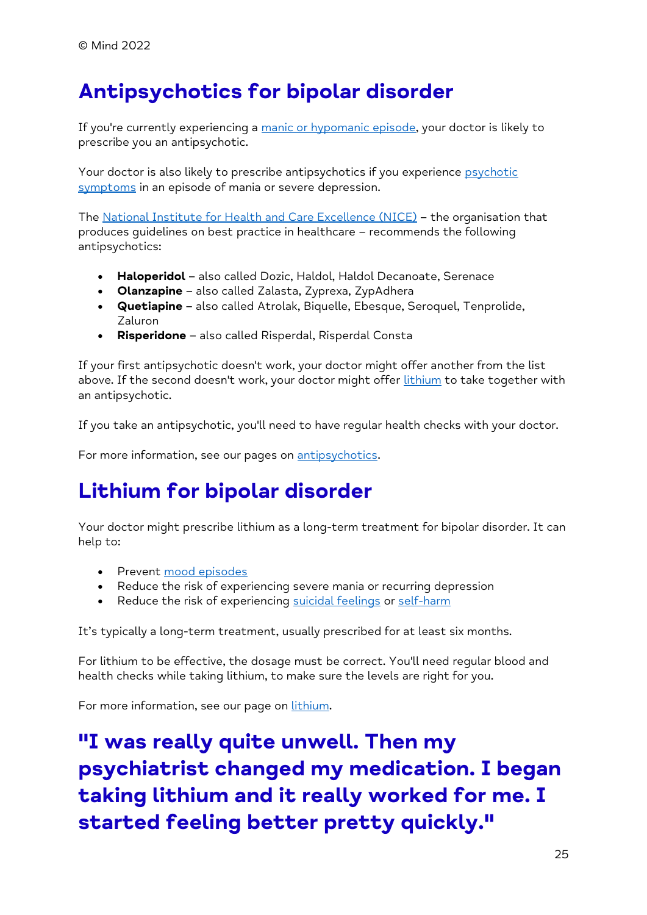# Antipsychotics for bipolar disorder

If you're currently experiencing a manic or hypomanic episode, your doctor is likely to prescribe you an antipsychotic.

Your doctor is also likely to prescribe antipsychotics if you experience psychotic symptoms in an episode of mania or severe depression.

The National Institute for Health and Care Excellence (NICE) – the organisation that produces guidelines on best practice in healthcare – recommends the following antipsychotics:

- **Haloperidol** – also called Dozic, Haldol, Haldol Decanoate, Serenace
- **Olanzapine** – also called Zalasta, Zyprexa, ZypAdhera
- **Quetiapine** – also called Atrolak, Biquelle, Ebesque, Seroquel, Tenprolide, Zaluron
- **Risperidone** – also called Risperdal, Risperdal Consta

If your first antipsychotic doesn't work, your doctor might offer another from the list above. If the second doesn't work, your doctor might offer lithium to take together with an antipsychotic.

If you take an antipsychotic, you'll need to have regular health checks with your doctor.

For more information, see our pages on antipsychotics.

# Lithium for bipolar disorder

Your doctor might prescribe lithium as a long-term treatment for bipolar disorder. It can help to:

- Prevent mood episodes
- Reduce the risk of experiencing severe mania or recurring depression
- Reduce the risk of experiencing suicidal feelings or self-harm

It's typically a long-term treatment, usually prescribed for at least six months.

For lithium to be effective, the dosage must be correct. You'll need regular blood and health checks while taking lithium, to make sure the levels are right for you.

For more information, see our page on lithium.

## "I was really quite unwell. Then my psychiatrist changed my medication. I began taking lithium and it really worked for me. I started feeling better pretty quickly."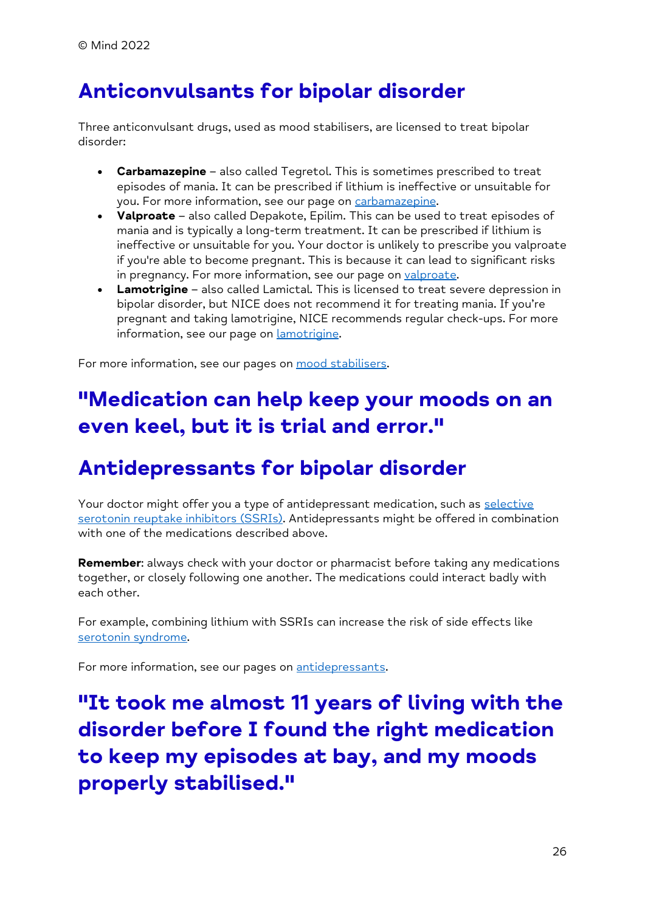## Anticonvulsants for bipolar disorder

Three anticonvulsant drugs, used as mood stabilisers, are licensed to treat bipolar disorder:

- **Carbamazepine** – also called Tegretol. This is sometimes prescribed to treat episodes of mania. It can be prescribed if lithium is ineffective or unsuitable for you. For more information, see our page on carbamazepine.
- **Valproate** – also called Depakote, Epilim. This can be used to treat episodes of mania and is typically a long-term treatment. It can be prescribed if lithium is ineffective or unsuitable for you. Your doctor is unlikely to prescribe you valproate if you're able to become pregnant. This is because it can lead to significant risks in pregnancy. For more information, see our page on valproate.
- **Lamotrigine** – also called Lamictal. This is licensed to treat severe depression in bipolar disorder, but NICE does not recommend it for treating mania. If you're pregnant and taking lamotrigine, NICE recommends regular check-ups. For more information, see our page on lamotrigine.

For more information, see our pages on mood stabilisers.

## "Medication can help keep your moods on an even keel, but it is trial and error."

## Antidepressants for bipolar disorder

Your doctor might offer you a type of antidepressant medication, such as selective serotonin reuptake inhibitors (SSRIs). Antidepressants might be offered in combination with one of the medications described above.

**Remember**: always check with your doctor or pharmacist before taking any medications together, or closely following one another. The medications could interact badly with each other.

For example, combining lithium with SSRIs can increase the risk of side effects like serotonin syndrome.

For more information, see our pages on antidepressants.

## "It took me almost 11 years of living with the disorder before I found the right medication to keep my episodes at bay, and my moods properly stabilised."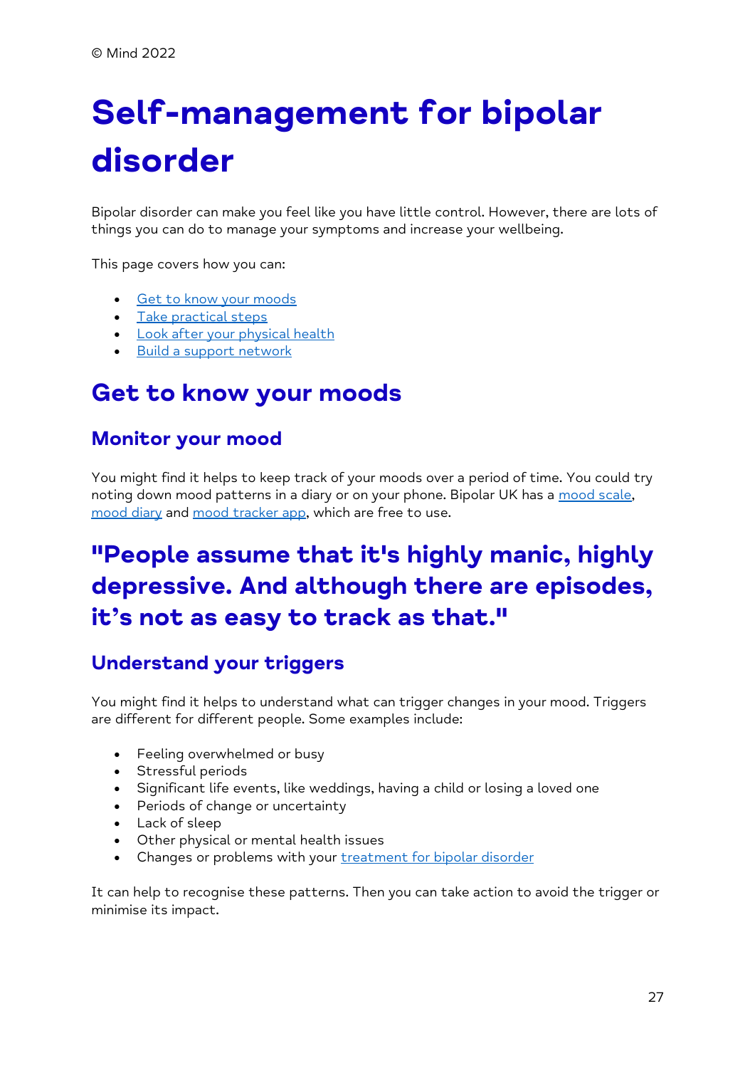© Mind 2022

# Self-management for bipolar disorder

Bipolar disorder can make you feel like you have little control. However, there are lots of things you can do to manage your symptoms and increase your wellbeing.

This page covers how you can:

- Get to know your moods
- Take practical steps
- Look after your physical health
- Build a support network

## Get to know your moods

### Monitor your mood

You might find it helps to keep track of your moods over a period of time. You could try noting down mood patterns in a diary or on your phone. Bipolar UK has a mood scale, mood diary and mood tracker app, which are free to use.

## "People assume that it's highly manic, highly depressive. And although there are episodes, it's not as easy to track as that."

### Understand your triggers

You might find it helps to understand what can trigger changes in your mood. Triggers are different for different people. Some examples include:

- Feeling overwhelmed or busy
- Stressful periods
- Significant life events, like weddings, having a child or losing a loved one
- Periods of change or uncertainty
- Lack of sleep
- Other physical or mental health issues
- Changes or problems with your treatment for bipolar disorder

It can help to recognise these patterns. Then you can take action to avoid the trigger or minimise its impact.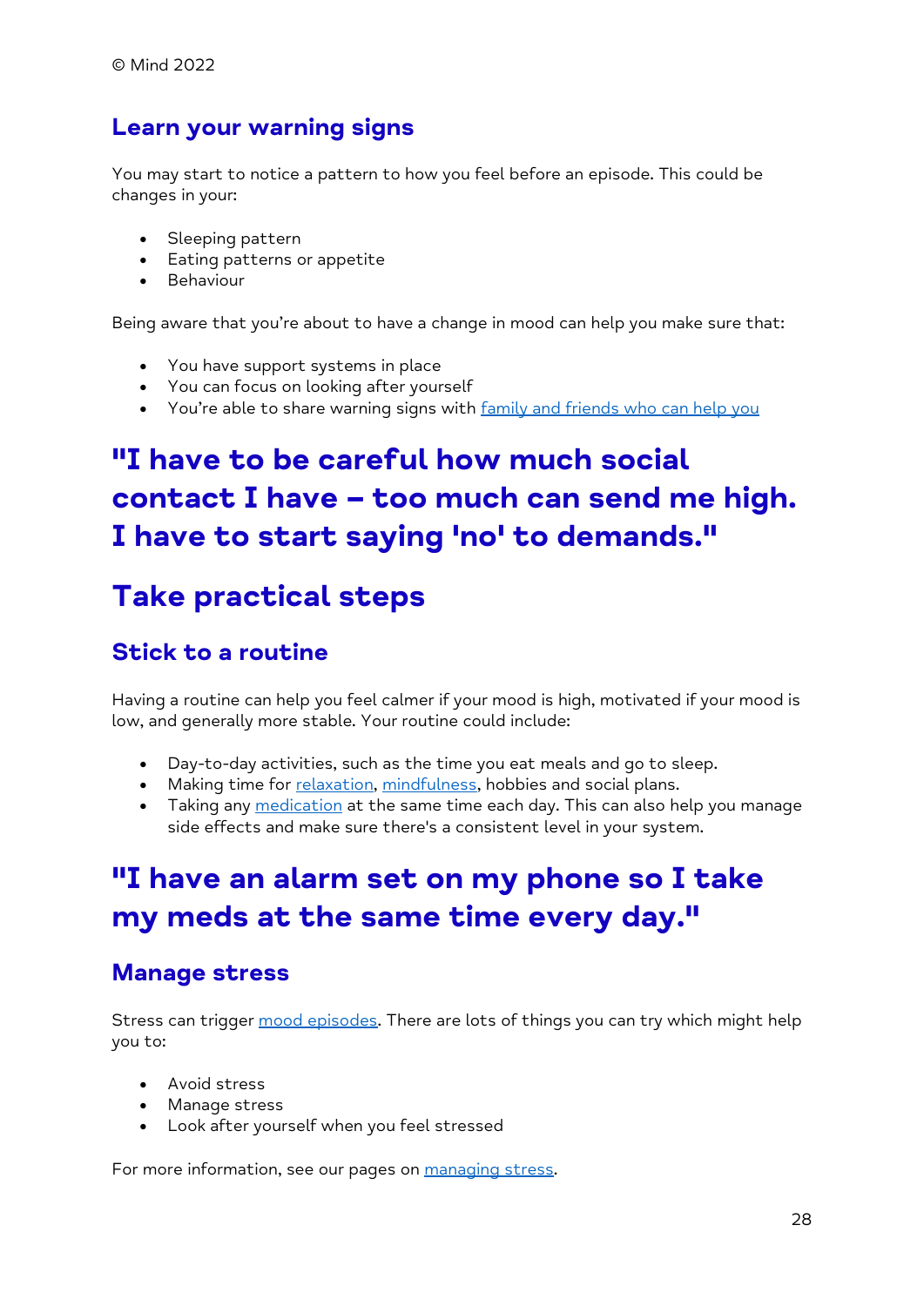© Mind 2022

### Learn your warning signs

You may start to notice a pattern to how you feel before an episode. This could be changes in your:

- Sleeping pattern
- Eating patterns or appetite
- Behaviour

Being aware that you're about to have a change in mood can help you make sure that:

- You have support systems in place
- You can focus on looking after yourself
- You're able to share warning signs with [family and friends who can help you]

## "I have to be careful how much social contact I have – too much can send me high. I have to start saying 'no' to demands."

## Take practical steps

### Stick to a routine

Having a routine can help you feel calmer if your mood is high, motivated if your mood is low, and generally more stable. Your routine could include:

- Day-to-day activities, such as the time you eat meals and go to sleep.
- Making time for relaxation, mindfulness, hobbies and social plans.
- Taking any medication at the same time each day. This can also help you manage side effects and make sure there's a consistent level in your system.

## "I have an alarm set on my phone so I take my meds at the same time every day."

### Manage stress

Stress can trigger mood episodes. There are lots of things you can try which might help you to:

- Avoid stress
- Manage stress
- Look after yourself when you feel stressed

For more information, see our pages on managing stress.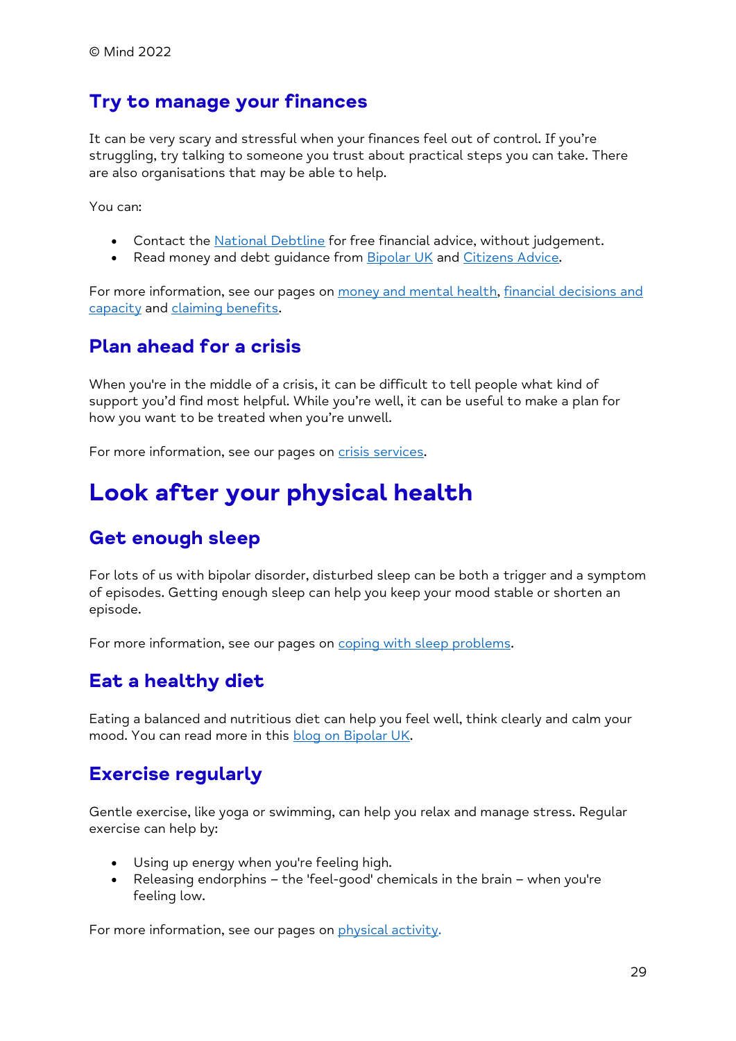© Mind 2022

### Try to manage your finances

It can be very scary and stressful when your finances feel out of control. If you're struggling, try talking to someone you trust about practical steps you can take. There are also organisations that may be able to help.

You can:

- Contact the National Debtline for free financial advice, without judgement.
- Read money and debt guidance from Bipolar UK and Citizens Advice.

For more information, see our pages on money and mental health, financial decisions and capacity and claiming benefits.

### Plan ahead for a crisis

When you're in the middle of a crisis, it can be difficult to tell people what kind of support you'd find most helpful. While you're well, it can be useful to make a plan for how you want to be treated when you're unwell.

For more information, see our pages on crisis services.

## Look after your physical health

### Get enough sleep

For lots of us with bipolar disorder, disturbed sleep can be both a trigger and a symptom of episodes. Getting enough sleep can help you keep your mood stable or shorten an episode.

For more information, see our pages on coping with sleep problems.

### Eat a healthy diet

Eating a balanced and nutritious diet can help you feel well, think clearly and calm your mood. You can read more in this blog on Bipolar UK.

### Exercise regularly

Gentle exercise, like yoga or swimming, can help you relax and manage stress. Regular exercise can help by:

- Using up energy when you're feeling high.
- Releasing endorphins – the 'feel-good' chemicals in the brain – when you're feeling low.

For more information, see our pages on physical activity.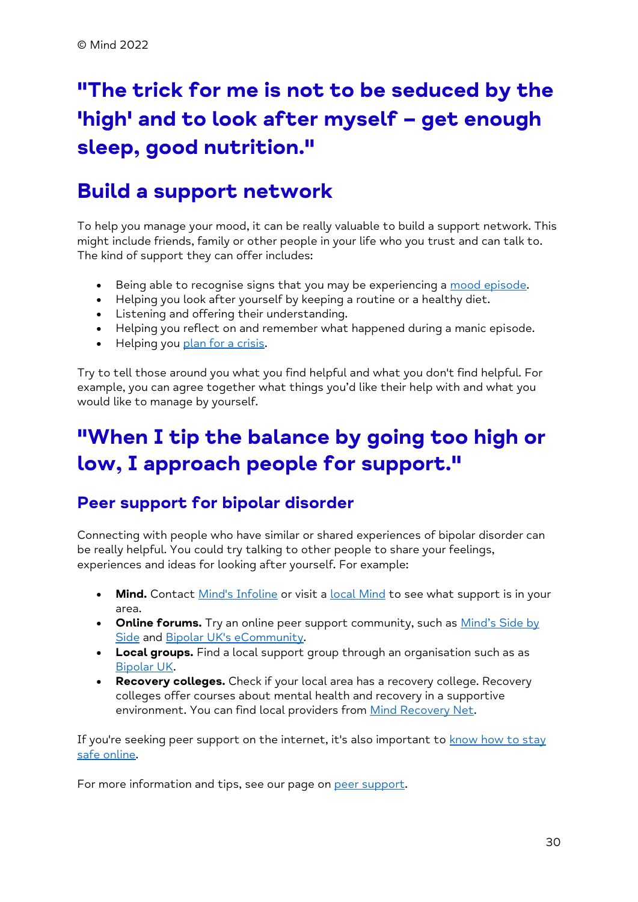© Mind 2022

# "The trick for me is not to be seduced by the 'high' and to look after myself – get enough sleep, good nutrition."

## Build a support network

To help you manage your mood, it can be really valuable to build a support network. This might include friends, family or other people in your life who you trust and can talk to. The kind of support they can offer includes:

- Being able to recognise signs that you may be experiencing a mood episode.
- Helping you look after yourself by keeping a routine or a healthy diet.
- Listening and offering their understanding.
- Helping you reflect on and remember what happened during a manic episode.
- Helping you plan for a crisis.

Try to tell those around you what you find helpful and what you don't find helpful. For example, you can agree together what things you'd like their help with and what you would like to manage by yourself.

# "When I tip the balance by going too high or low, I approach people for support."

### Peer support for bipolar disorder

Connecting with people who have similar or shared experiences of bipolar disorder can be really helpful. You could try talking to other people to share your feelings, experiences and ideas for looking after yourself. For example:

- **Mind.** Contact Mind's Infoline or visit a local Mind to see what support is in your area.
- **Online forums.** Try an online peer support community, such as Mind's Side by Side and Bipolar UK's eCommunity.
- **Local groups.** Find a local support group through an organisation such as as Bipolar UK.
- **Recovery colleges.** Check if your local area has a recovery college. Recovery colleges offer courses about mental health and recovery in a supportive environment. You can find local providers from Mind Recovery Net.

If you're seeking peer support on the internet, it's also important to know how to stay safe online.

For more information and tips, see our page on peer support.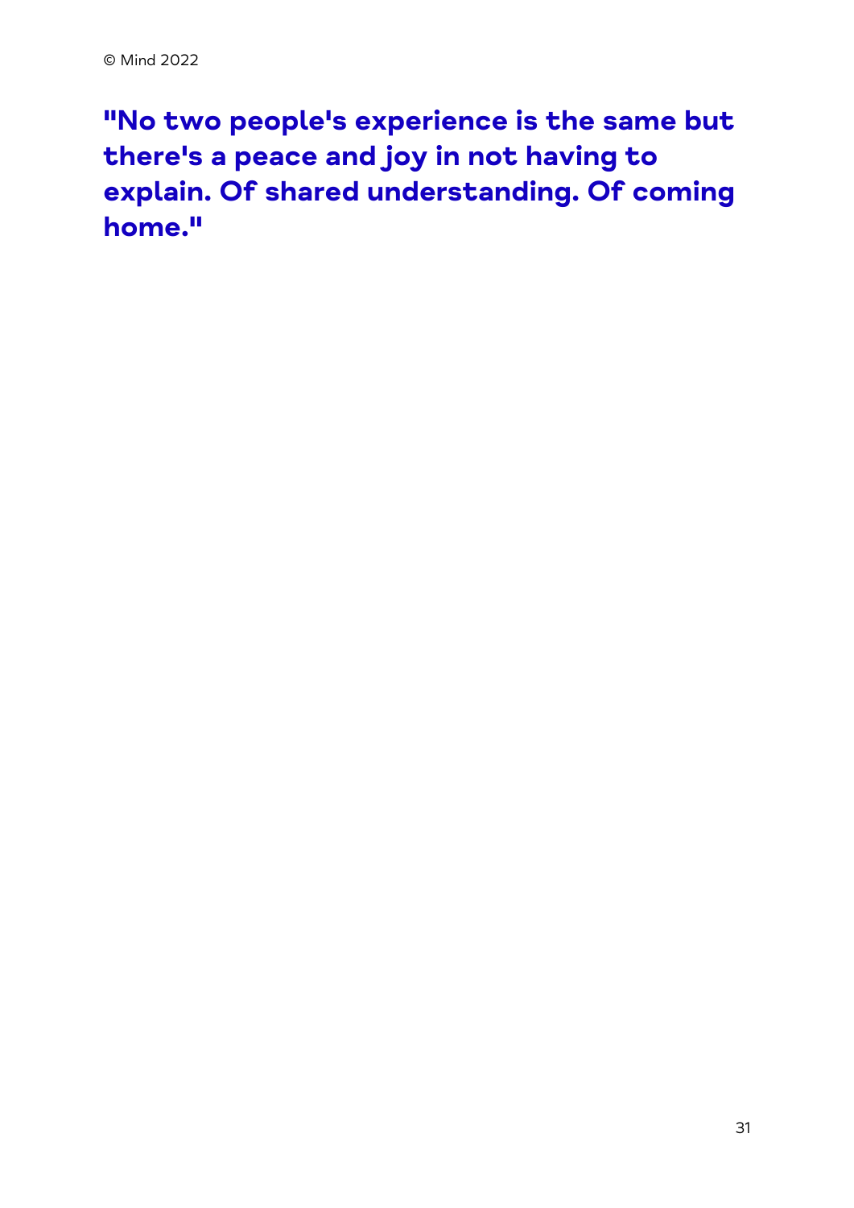**"No two people's experience is the same but there's a peace and joy in not having to explain. Of shared understanding. Of coming home."**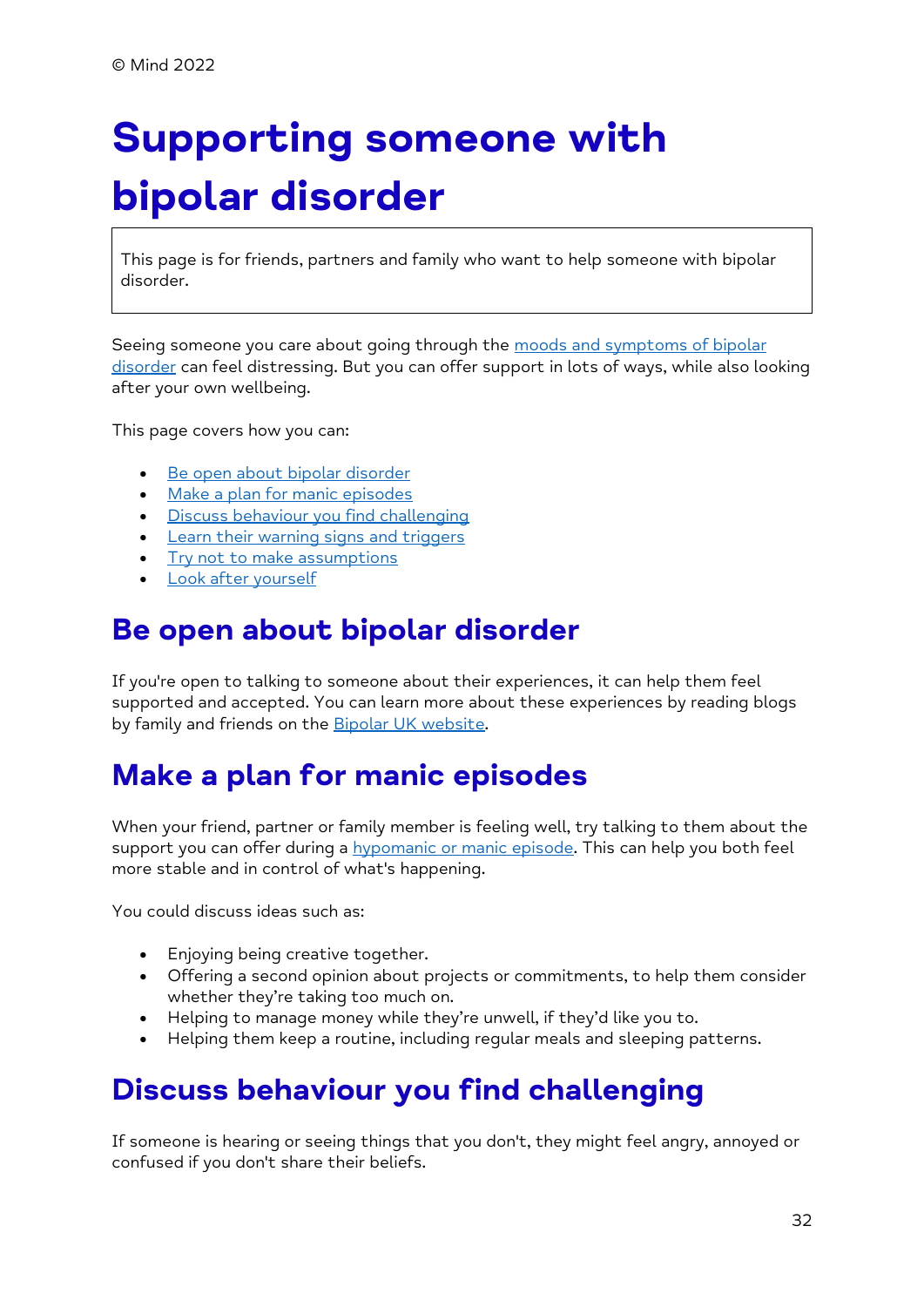© Mind 2022

# Supporting someone with bipolar disorder

This page is for friends, partners and family who want to help someone with bipolar disorder.

Seeing someone you care about going through the moods and symptoms of bipolar disorder can feel distressing. But you can offer support in lots of ways, while also looking after your own wellbeing.

This page covers how you can:

- Be open about bipolar disorder
- Make a plan for manic episodes
- Discuss behaviour you find challenging
- Learn their warning signs and triggers
- Try not to make assumptions
- Look after yourself

## Be open about bipolar disorder

If you're open to talking to someone about their experiences, it can help them feel supported and accepted. You can learn more about these experiences by reading blogs by family and friends on the Bipolar UK website.

## Make a plan for manic episodes

When your friend, partner or family member is feeling well, try talking to them about the support you can offer during a hypomanic or manic episode. This can help you both feel more stable and in control of what's happening.

You could discuss ideas such as:

- Enjoying being creative together.
- Offering a second opinion about projects or commitments, to help them consider whether they're taking too much on.
- Helping to manage money while they're unwell, if they'd like you to.
- Helping them keep a routine, including regular meals and sleeping patterns.

## Discuss behaviour you find challenging

If someone is hearing or seeing things that you don't, they might feel angry, annoyed or confused if you don't share their beliefs.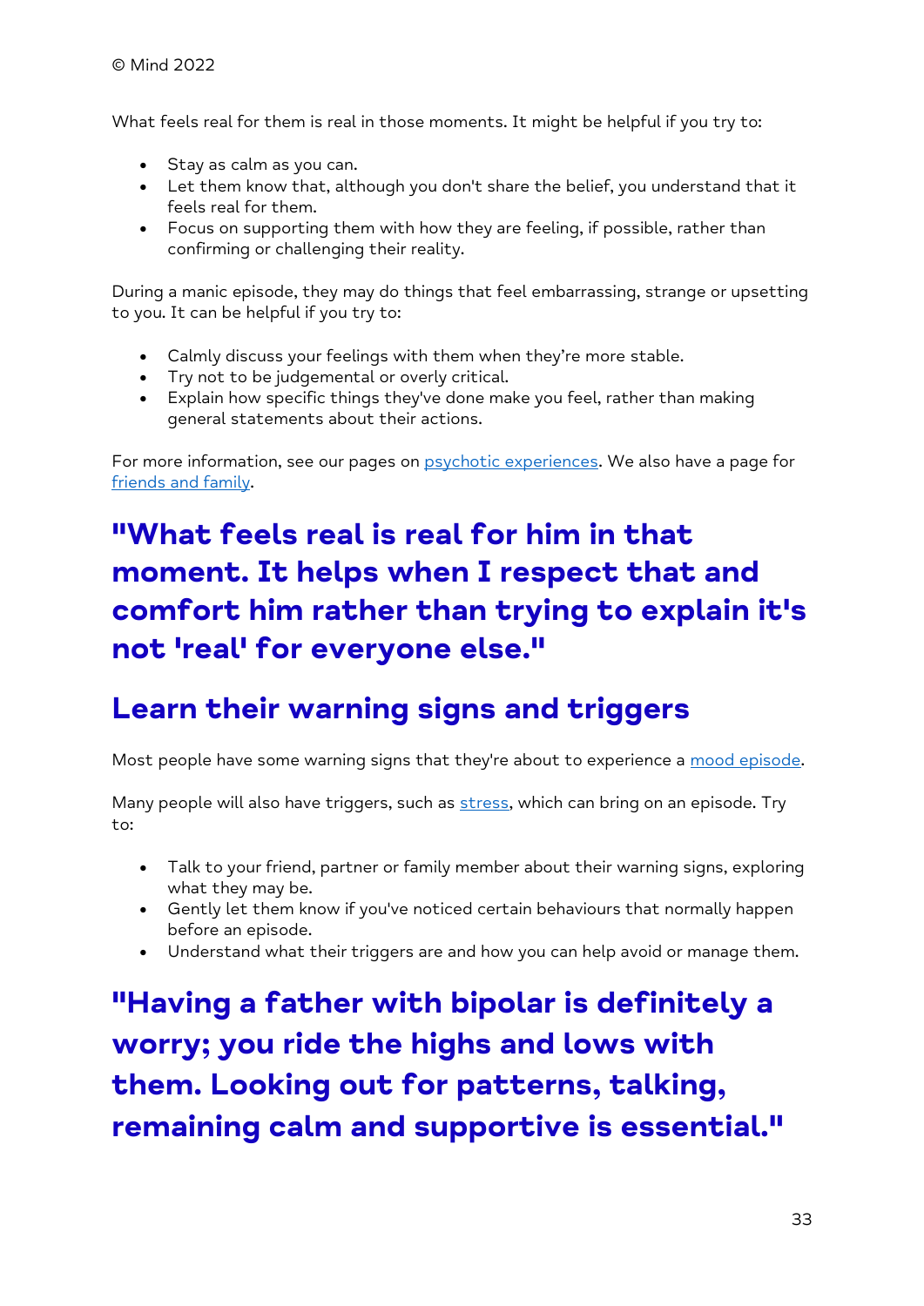© Mind 2022

What feels real for them is real in those moments. It might be helpful if you try to:

- Stay as calm as you can.
- Let them know that, although you don't share the belief, you understand that it feels real for them.
- Focus on supporting them with how they are feeling, if possible, rather than confirming or challenging their reality.

During a manic episode, they may do things that feel embarrassing, strange or upsetting to you. It can be helpful if you try to:

- Calmly discuss your feelings with them when they're more stable.
- Try not to be judgemental or overly critical.
- Explain how specific things they've done make you feel, rather than making general statements about their actions.

For more information, see our pages on psychotic experiences. We also have a page for friends and family.

## "What feels real is real for him in that moment. It helps when I respect that and comfort him rather than trying to explain it's not 'real' for everyone else."

## Learn their warning signs and triggers

Most people have some warning signs that they're about to experience a mood episode.

Many people will also have triggers, such as stress, which can bring on an episode. Try to:

- Talk to your friend, partner or family member about their warning signs, exploring what they may be.
- Gently let them know if you've noticed certain behaviours that normally happen before an episode.
- Understand what their triggers are and how you can help avoid or manage them.

## "Having a father with bipolar is definitely a worry; you ride the highs and lows with them. Looking out for patterns, talking, remaining calm and supportive is essential."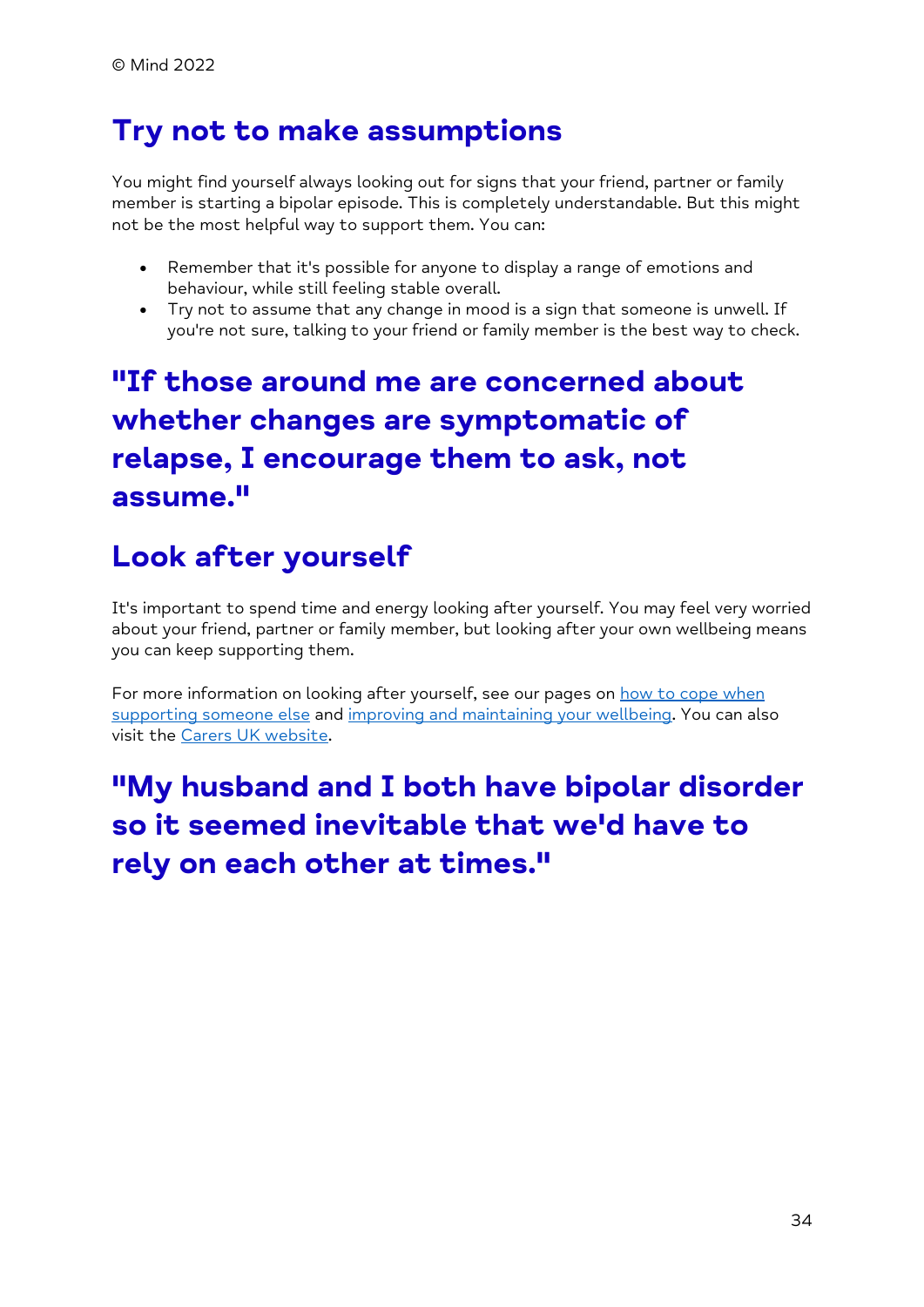## Try not to make assumptions

You might find yourself always looking out for signs that your friend, partner or family member is starting a bipolar episode. This is completely understandable. But this might not be the most helpful way to support them. You can:

- Remember that it's possible for anyone to display a range of emotions and behaviour, while still feeling stable overall.
- Try not to assume that any change in mood is a sign that someone is unwell. If you're not sure, talking to your friend or family member is the best way to check.

## "If those around me are concerned about whether changes are symptomatic of relapse, I encourage them to ask, not assume."

## Look after yourself

It's important to spend time and energy looking after yourself. You may feel very worried about your friend, partner or family member, but looking after your own wellbeing means you can keep supporting them.

For more information on looking after yourself, see our pages on how to cope when supporting someone else and improving and maintaining your wellbeing. You can also visit the Carers UK website.

## "My husband and I both have bipolar disorder so it seemed inevitable that we'd have to rely on each other at times."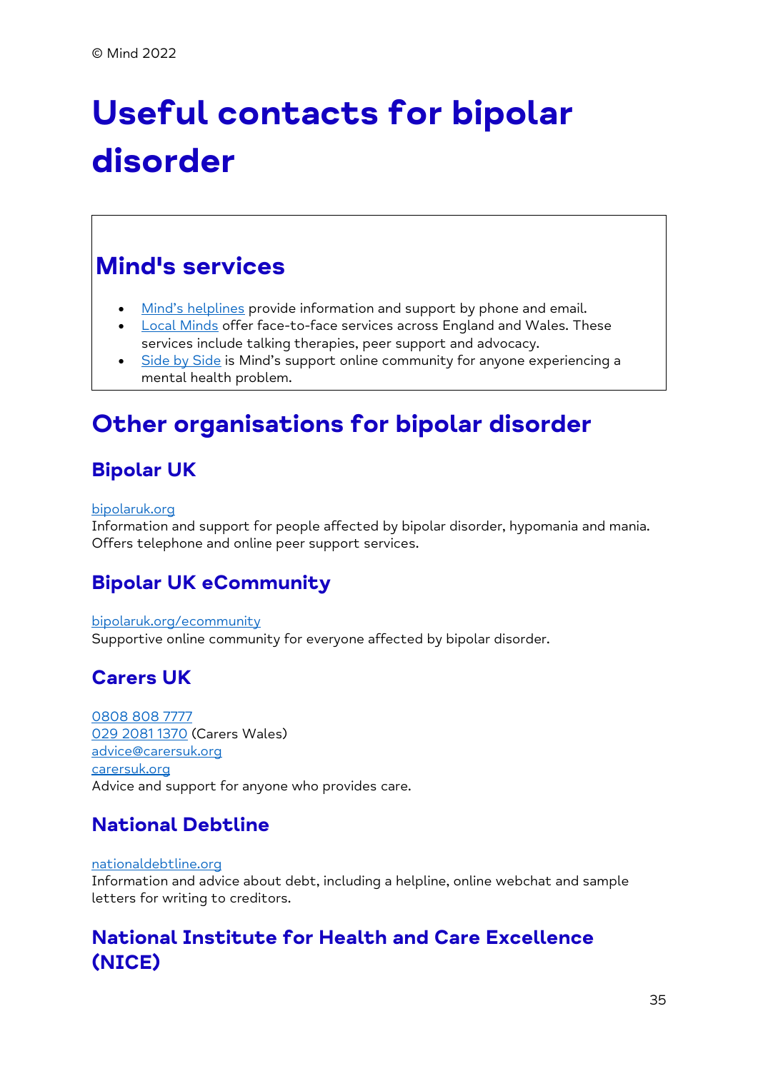© Mind 2022

# Useful contacts for bipolar disorder

## Mind's services

- Mind's helplines provide information and support by phone and email.
- Local Minds offer face-to-face services across England and Wales. These services include talking therapies, peer support and advocacy.
- Side by Side is Mind's support online community for anyone experiencing a mental health problem.

## Other organisations for bipolar disorder

### Bipolar UK

bipolaruk.org
Information and support for people affected by bipolar disorder, hypomania and mania. Offers telephone and online peer support services.

### Bipolar UK eCommunity

bipolaruk.org/ecommunity
Supportive online community for everyone affected by bipolar disorder.

### Carers UK

0808 808 7777
029 2081 1370 (Carers Wales)
advice@carersuk.org
carersuk.org
Advice and support for anyone who provides care.

### National Debtline

nationaldebtline.org
Information and advice about debt, including a helpline, online webchat and sample letters for writing to creditors.

### National Institute for Health and Care Excellence (NICE)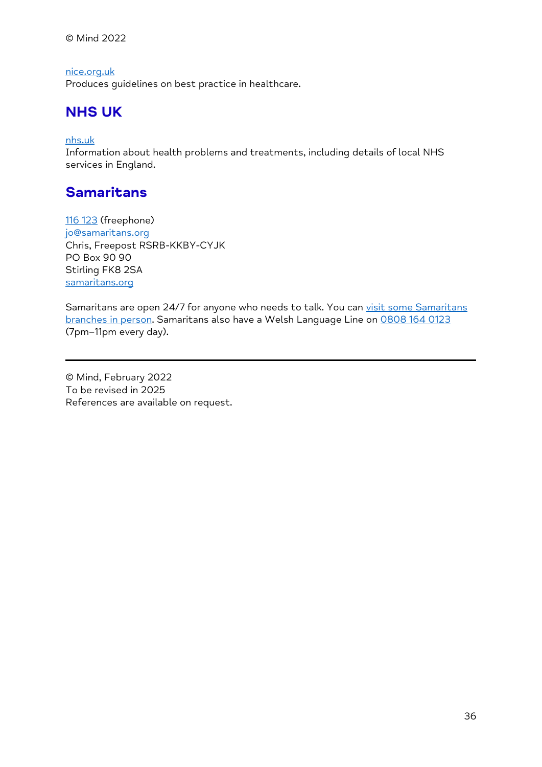© Mind 2022

nice.org.uk
Produces guidelines on best practice in healthcare.

## NHS UK

nhs.uk
Information about health problems and treatments, including details of local NHS services in England.

## Samaritans

116 123 (freephone)
jo@samaritans.org
Chris, Freepost RSRB-KKBY-CYJK
PO Box 90 90
Stirling FK8 2SA
samaritans.org

Samaritans are open 24/7 for anyone who needs to talk. You can visit some Samaritans branches in person. Samaritans also have a Welsh Language Line on 0808 164 0123 (7pm–11pm every day).

---

© Mind, February 2022
To be revised in 2025
References are available on request.